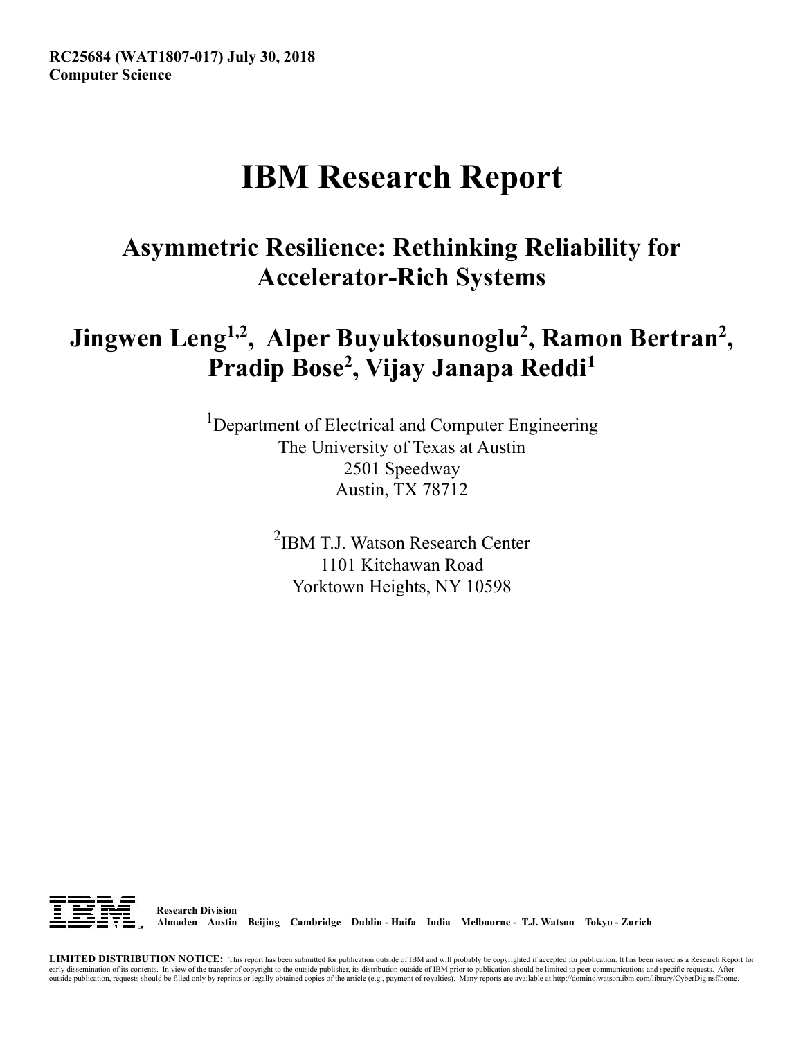**RC25684 (WAT1807-017) July 30, 2018**
**Computer Science**

# IBM Research Report

## Asymmetric Resilience: Rethinking Reliability for Accelerator-Rich Systems

### Jingwen Leng[1,2], Alper Buyuktosunoglu[2], Ramon Bertran[2], Pradip Bose[2], Vijay Janapa Reddi[1]

[1]Department of Electrical and Computer Engineering
The University of Texas at Austin
2501 Speedway
Austin, TX 78712

[2]IBM T.J. Watson Research Center
1101 Kitchawan Road
Yorktown Heights, NY 10598

**Research Division**
**Almaden – Austin – Beijing – Cambridge – Dublin - Haifa – India – Melbourne - T.J. Watson – Tokyo - Zurich**

**LIMITED DISTRIBUTION NOTICE:** This report has been submitted for publication outside of IBM and will probably be copyrighted if accepted for publication. It has been issued as a Research Report for early dissemination of its contents. In view of the transfer of copyright to the outside publisher, its distribution outside of IBM prior to publication should be limited to peer communications and specific requests. After outside publication, requests should be filled only by reprints or legally obtained copies of the article (e.g., payment of royalties). Many reports are available at http://domino.watson.ibm.com/library/CyberDig.nsf/home.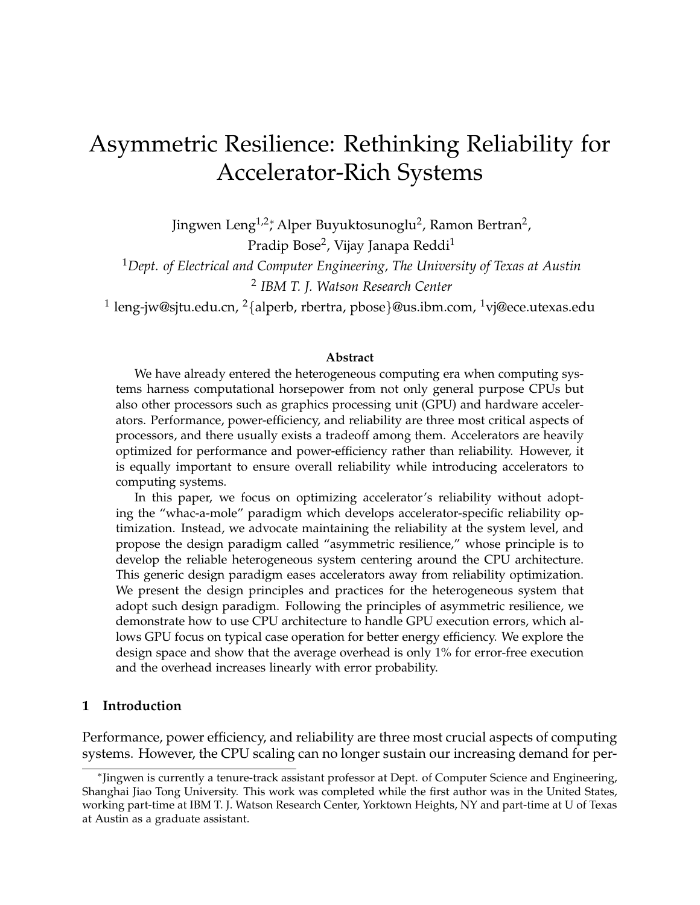# Asymmetric Resilience: Rethinking Reliability for Accelerator-Rich Systems

Jingwen Leng[1,2]*, Alper Buyuktosunoglu[2], Ramon Bertran[2], Pradip Bose[2], Vijay Janapa Reddi[1]

[1]*Dept. of Electrical and Computer Engineering, The University of Texas at Austin*

[2] *IBM T. J. Watson Research Center*

[1] leng-jw@sjtu.edu.cn, [2]{alperb, rbertra, pbose}@us.ibm.com, [1]vj@ece.utexas.edu

**Abstract**

We have already entered the heterogeneous computing era when computing systems harness computational horsepower from not only general purpose CPUs but also other processors such as graphics processing unit (GPU) and hardware accelerators. Performance, power-efficiency, and reliability are three most critical aspects of processors, and there usually exists a tradeoff among them. Accelerators are heavily optimized for performance and power-efficiency rather than reliability. However, it is equally important to ensure overall reliability while introducing accelerators to computing systems.

In this paper, we focus on optimizing accelerator's reliability without adopting the "whac-a-mole" paradigm which develops accelerator-specific reliability optimization. Instead, we advocate maintaining the reliability at the system level, and propose the design paradigm called "asymmetric resilience," whose principle is to develop the reliable heterogeneous system centering around the CPU architecture. This generic design paradigm eases accelerators away from reliability optimization. We present the design principles and practices for the heterogeneous system that adopt such design paradigm. Following the principles of asymmetric resilience, we demonstrate how to use CPU architecture to handle GPU execution errors, which allows GPU focus on typical case operation for better energy efficiency. We explore the design space and show that the average overhead is only 1% for error-free execution and the overhead increases linearly with error probability.

## 1 Introduction

Performance, power efficiency, and reliability are three most crucial aspects of computing systems. However, the CPU scaling can no longer sustain our increasing demand for per-

*Jingwen is currently a tenure-track assistant professor at Dept. of Computer Science and Engineering, Shanghai Jiao Tong University. This work was completed while the first author was in the United States, working part-time at IBM T. J. Watson Research Center, Yorktown Heights, NY and part-time at U of Texas at Austin as a graduate assistant.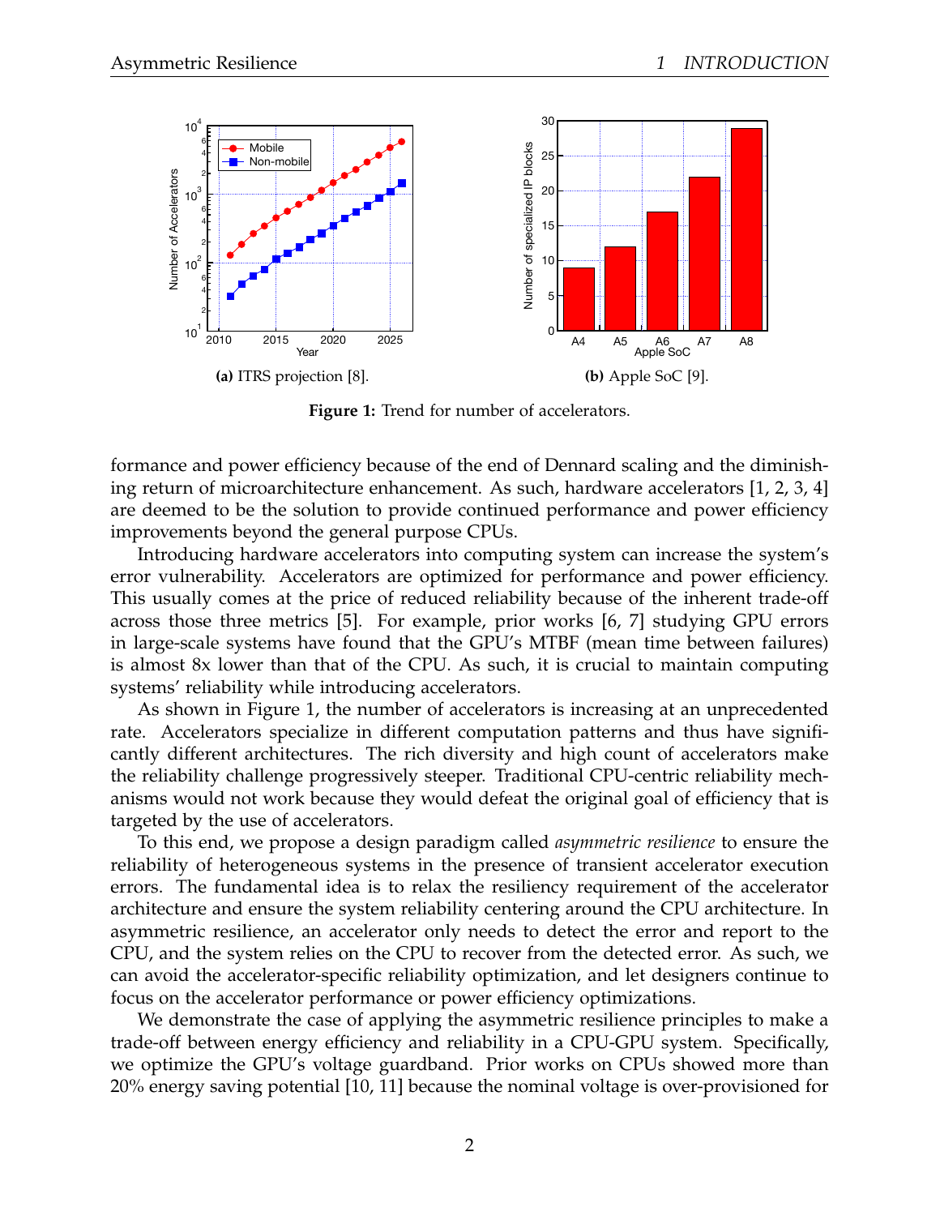(a) ITRS projection [8].

(b) Apple SoC [9].

**Figure 1:** Trend for number of accelerators.

formance and power efficiency because of the end of Dennard scaling and the diminishing return of microarchitecture enhancement. As such, hardware accelerators [1, 2, 3, 4] are deemed to be the solution to provide continued performance and power efficiency improvements beyond the general purpose CPUs.

Introducing hardware accelerators into computing system can increase the system's error vulnerability. Accelerators are optimized for performance and power efficiency. This usually comes at the price of reduced reliability because of the inherent trade-off across those three metrics [5]. For example, prior works [6, 7] studying GPU errors in large-scale systems have found that the GPU's MTBF (mean time between failures) is almost 8x lower than that of the CPU. As such, it is crucial to maintain computing systems' reliability while introducing accelerators.

As shown in Figure 1, the number of accelerators is increasing at an unprecedented rate. Accelerators specialize in different computation patterns and thus have significantly different architectures. The rich diversity and high count of accelerators make the reliability challenge progressively steeper. Traditional CPU-centric reliability mechanisms would not work because they would defeat the original goal of efficiency that is targeted by the use of accelerators.

To this end, we propose a design paradigm called *asymmetric resilience* to ensure the reliability of heterogeneous systems in the presence of transient accelerator execution errors. The fundamental idea is to relax the resiliency requirement of the accelerator architecture and ensure the system reliability centering around the CPU architecture. In asymmetric resilience, an accelerator only needs to detect the error and report to the CPU, and the system relies on the CPU to recover from the detected error. As such, we can avoid the accelerator-specific reliability optimization, and let designers continue to focus on the accelerator performance or power efficiency optimizations.

We demonstrate the case of applying the asymmetric resilience principles to make a trade-off between energy efficiency and reliability in a CPU-GPU system. Specifically, we optimize the GPU's voltage guardband. Prior works on CPUs showed more than 20% energy saving potential [10, 11] because the nominal voltage is over-provisioned for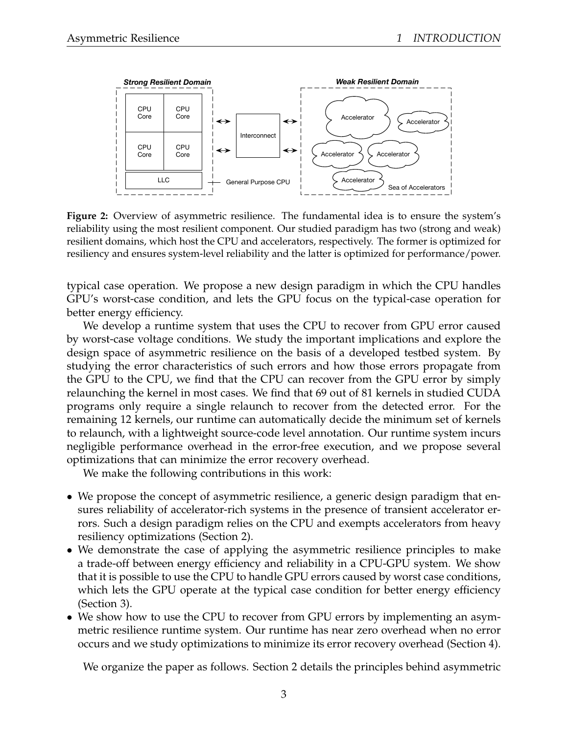**Figure 2:** Overview of asymmetric resilience. The fundamental idea is to ensure the system's reliability using the most resilient component. Our studied paradigm has two (strong and weak) resilient domains, which host the CPU and accelerators, respectively. The former is optimized for resiliency and ensures system-level reliability and the latter is optimized for performance/power.

typical case operation. We propose a new design paradigm in which the CPU handles GPU's worst-case condition, and lets the GPU focus on the typical-case operation for better energy efficiency.

We develop a runtime system that uses the CPU to recover from GPU error caused by worst-case voltage conditions. We study the important implications and explore the design space of asymmetric resilience on the basis of a developed testbed system. By studying the error characteristics of such errors and how those errors propagate from the GPU to the CPU, we find that the CPU can recover from the GPU error by simply relaunching the kernel in most cases. We find that 69 out of 81 kernels in studied CUDA programs only require a single relaunch to recover from the detected error. For the remaining 12 kernels, our runtime can automatically decide the minimum set of kernels to relaunch, with a lightweight source-code level annotation. Our runtime system incurs negligible performance overhead in the error-free execution, and we propose several optimizations that can minimize the error recovery overhead.

We make the following contributions in this work:

- We propose the concept of asymmetric resilience, a generic design paradigm that ensures reliability of accelerator-rich systems in the presence of transient accelerator errors. Such a design paradigm relies on the CPU and exempts accelerators from heavy resiliency optimizations (Section 2).
- We demonstrate the case of applying the asymmetric resilience principles to make a trade-off between energy efficiency and reliability in a CPU-GPU system. We show that it is possible to use the CPU to handle GPU errors caused by worst case conditions, which lets the GPU operate at the typical case condition for better energy efficiency (Section 3).
- We show how to use the CPU to recover from GPU errors by implementing an asymmetric resilience runtime system. Our runtime has near zero overhead when no error occurs and we study optimizations to minimize its error recovery overhead (Section 4).

We organize the paper as follows. Section 2 details the principles behind asymmetric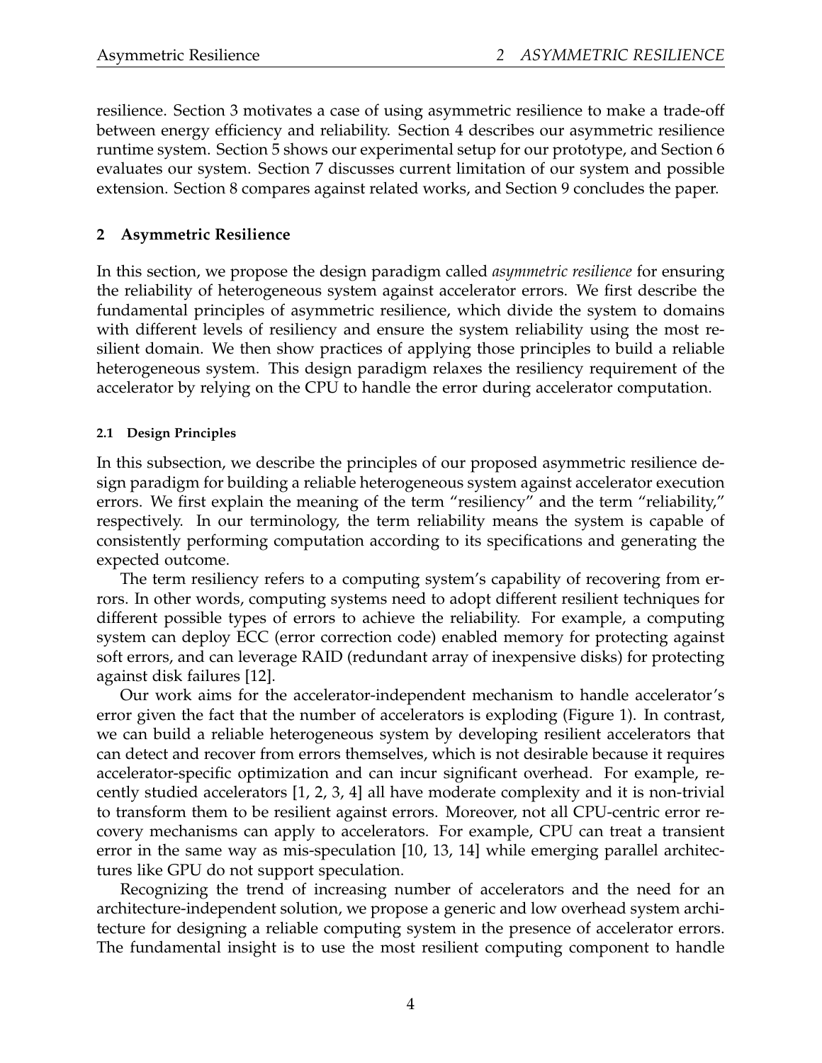resilience. Section 3 motivates a case of using asymmetric resilience to make a trade-off between energy efficiency and reliability. Section 4 describes our asymmetric resilience runtime system. Section 5 shows our experimental setup for our prototype, and Section 6 evaluates our system. Section 7 discusses current limitation of our system and possible extension. Section 8 compares against related works, and Section 9 concludes the paper.

## 2 Asymmetric Resilience

In this section, we propose the design paradigm called *asymmetric resilience* for ensuring the reliability of heterogeneous system against accelerator errors. We first describe the fundamental principles of asymmetric resilience, which divide the system to domains with different levels of resiliency and ensure the system reliability using the most resilient domain. We then show practices of applying those principles to build a reliable heterogeneous system. This design paradigm relaxes the resiliency requirement of the accelerator by relying on the CPU to handle the error during accelerator computation.

### 2.1 Design Principles

In this subsection, we describe the principles of our proposed asymmetric resilience design paradigm for building a reliable heterogeneous system against accelerator execution errors. We first explain the meaning of the term "resiliency" and the term "reliability," respectively. In our terminology, the term reliability means the system is capable of consistently performing computation according to its specifications and generating the expected outcome.

The term resiliency refers to a computing system's capability of recovering from errors. In other words, computing systems need to adopt different resilient techniques for different possible types of errors to achieve the reliability. For example, a computing system can deploy ECC (error correction code) enabled memory for protecting against soft errors, and can leverage RAID (redundant array of inexpensive disks) for protecting against disk failures [12].

Our work aims for the accelerator-independent mechanism to handle accelerator's error given the fact that the number of accelerators is exploding (Figure 1). In contrast, we can build a reliable heterogeneous system by developing resilient accelerators that can detect and recover from errors themselves, which is not desirable because it requires accelerator-specific optimization and can incur significant overhead. For example, recently studied accelerators [1, 2, 3, 4] all have moderate complexity and it is non-trivial to transform them to be resilient against errors. Moreover, not all CPU-centric error recovery mechanisms can apply to accelerators. For example, CPU can treat a transient error in the same way as mis-speculation [10, 13, 14] while emerging parallel architectures like GPU do not support speculation.

Recognizing the trend of increasing number of accelerators and the need for an architecture-independent solution, we propose a generic and low overhead system architecture for designing a reliable computing system in the presence of accelerator errors. The fundamental insight is to use the most resilient computing component to handle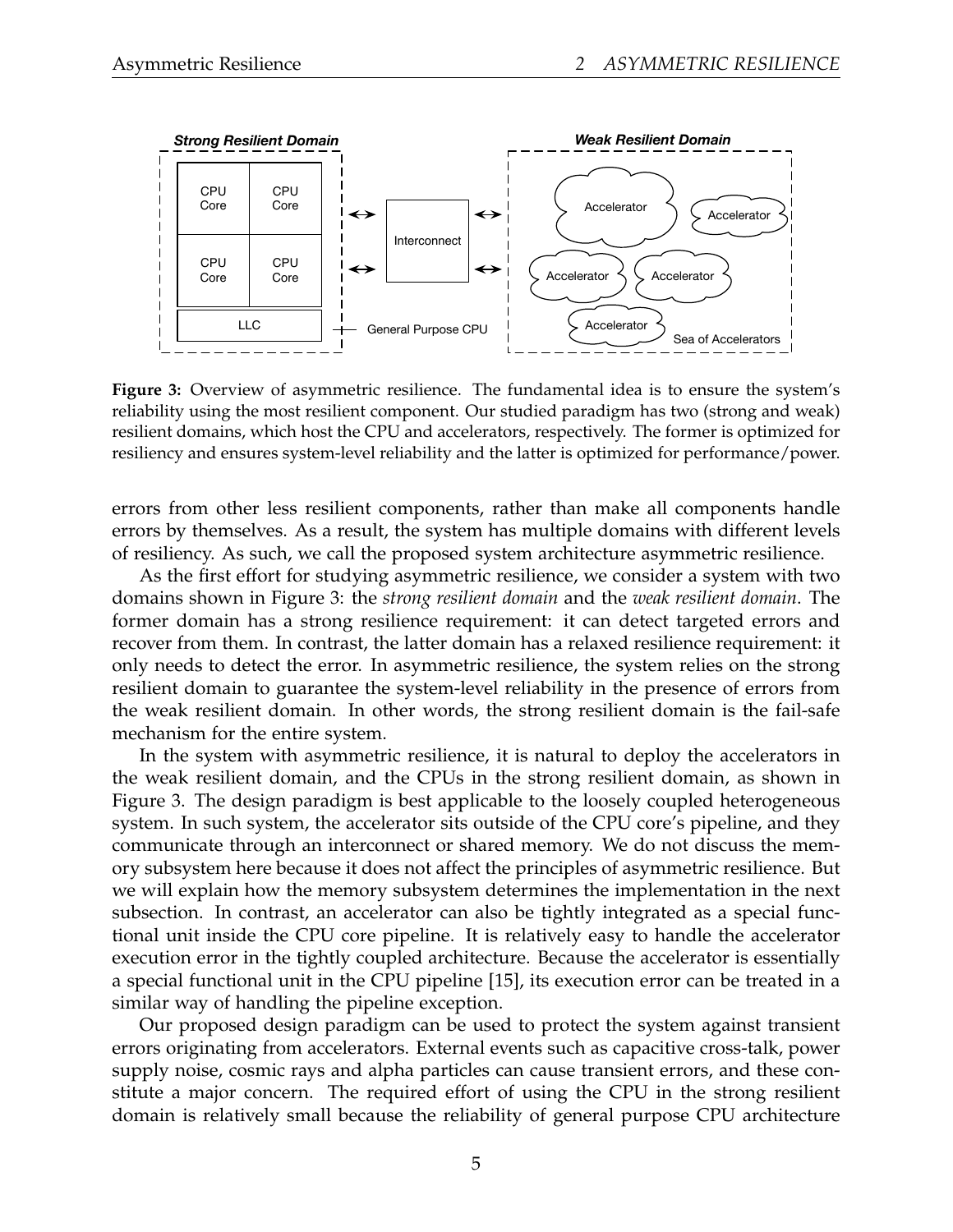**Figure 3:** Overview of asymmetric resilience. The fundamental idea is to ensure the system's reliability using the most resilient component. Our studied paradigm has two (strong and weak) resilient domains, which host the CPU and accelerators, respectively. The former is optimized for resiliency and ensures system-level reliability and the latter is optimized for performance/power.

errors from other less resilient components, rather than make all components handle errors by themselves. As a result, the system has multiple domains with different levels of resiliency. As such, we call the proposed system architecture asymmetric resilience.

As the first effort for studying asymmetric resilience, we consider a system with two domains shown in Figure 3: the *strong resilient domain* and the *weak resilient domain*. The former domain has a strong resilience requirement: it can detect targeted errors and recover from them. In contrast, the latter domain has a relaxed resilience requirement: it only needs to detect the error. In asymmetric resilience, the system relies on the strong resilient domain to guarantee the system-level reliability in the presence of errors from the weak resilient domain. In other words, the strong resilient domain is the fail-safe mechanism for the entire system.

In the system with asymmetric resilience, it is natural to deploy the accelerators in the weak resilient domain, and the CPUs in the strong resilient domain, as shown in Figure 3. The design paradigm is best applicable to the loosely coupled heterogeneous system. In such system, the accelerator sits outside of the CPU core's pipeline, and they communicate through an interconnect or shared memory. We do not discuss the memory subsystem here because it does not affect the principles of asymmetric resilience. But we will explain how the memory subsystem determines the implementation in the next subsection. In contrast, an accelerator can also be tightly integrated as a special functional unit inside the CPU core pipeline. It is relatively easy to handle the accelerator execution error in the tightly coupled architecture. Because the accelerator is essentially a special functional unit in the CPU pipeline [15], its execution error can be treated in a similar way of handling the pipeline exception.

Our proposed design paradigm can be used to protect the system against transient errors originating from accelerators. External events such as capacitive cross-talk, power supply noise, cosmic rays and alpha particles can cause transient errors, and these constitute a major concern. The required effort of using the CPU in the strong resilient domain is relatively small because the reliability of general purpose CPU architecture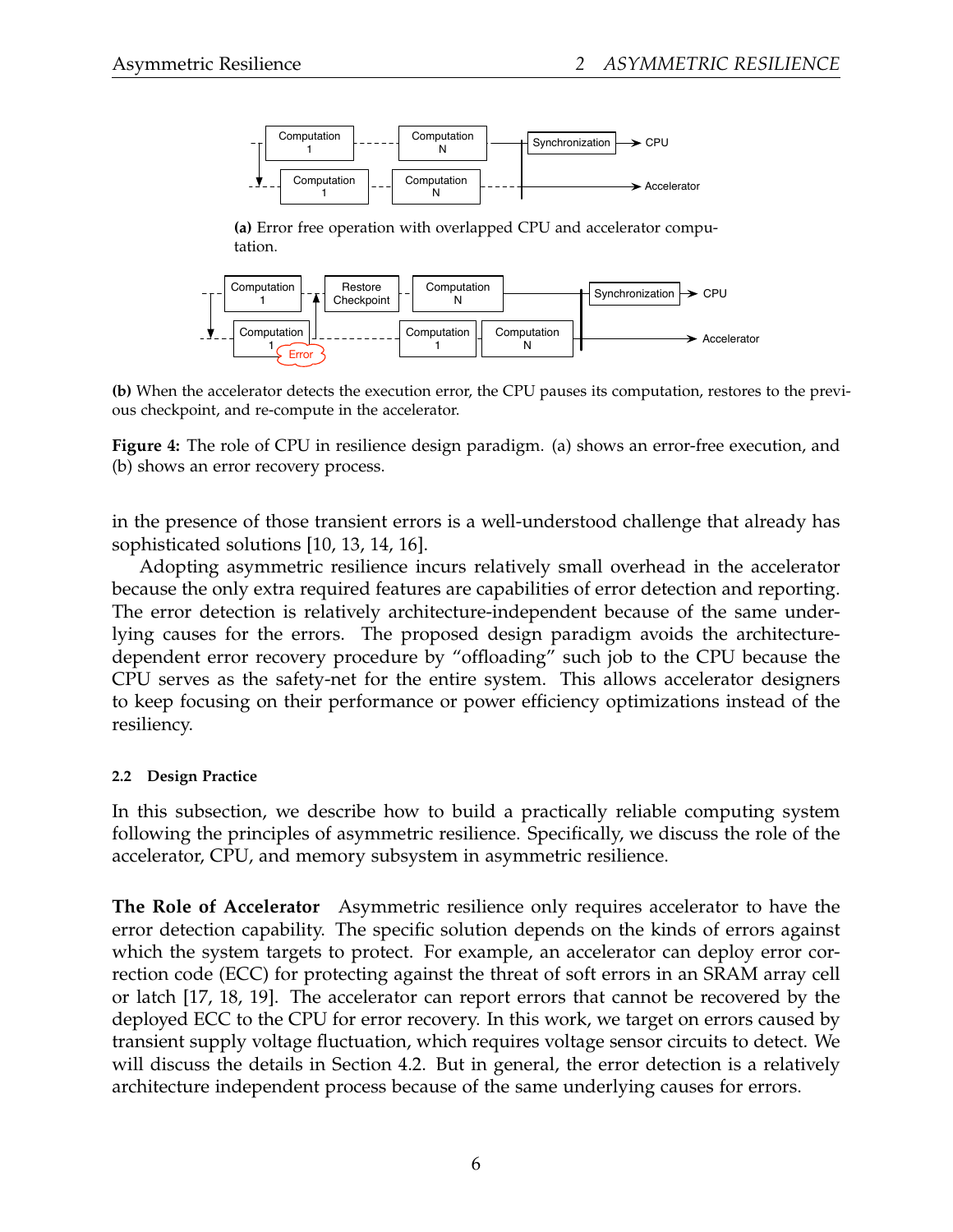(a) Error free operation with overlapped CPU and accelerator computation.

(b) When the accelerator detects the execution error, the CPU pauses its computation, restores to the previous checkpoint, and re-compute in the accelerator.

**Figure 4:** The role of CPU in resilience design paradigm. (a) shows an error-free execution, and (b) shows an error recovery process.

in the presence of those transient errors is a well-understood challenge that already has sophisticated solutions [10, 13, 14, 16].

Adopting asymmetric resilience incurs relatively small overhead in the accelerator because the only extra required features are capabilities of error detection and reporting. The error detection is relatively architecture-independent because of the same underlying causes for the errors. The proposed design paradigm avoids the architecture-dependent error recovery procedure by "offloading" such job to the CPU because the CPU serves as the safety-net for the entire system. This allows accelerator designers to keep focusing on their performance or power efficiency optimizations instead of the resiliency.

### 2.2 Design Practice

In this subsection, we describe how to build a practically reliable computing system following the principles of asymmetric resilience. Specifically, we discuss the role of the accelerator, CPU, and memory subsystem in asymmetric resilience.

**The Role of Accelerator** Asymmetric resilience only requires accelerator to have the error detection capability. The specific solution depends on the kinds of errors against which the system targets to protect. For example, an accelerator can deploy error correction code (ECC) for protecting against the threat of soft errors in an SRAM array cell or latch [17, 18, 19]. The accelerator can report errors that cannot be recovered by the deployed ECC to the CPU for error recovery. In this work, we target on errors caused by transient supply voltage fluctuation, which requires voltage sensor circuits to detect. We will discuss the details in Section 4.2. But in general, the error detection is a relatively architecture independent process because of the same underlying causes for errors.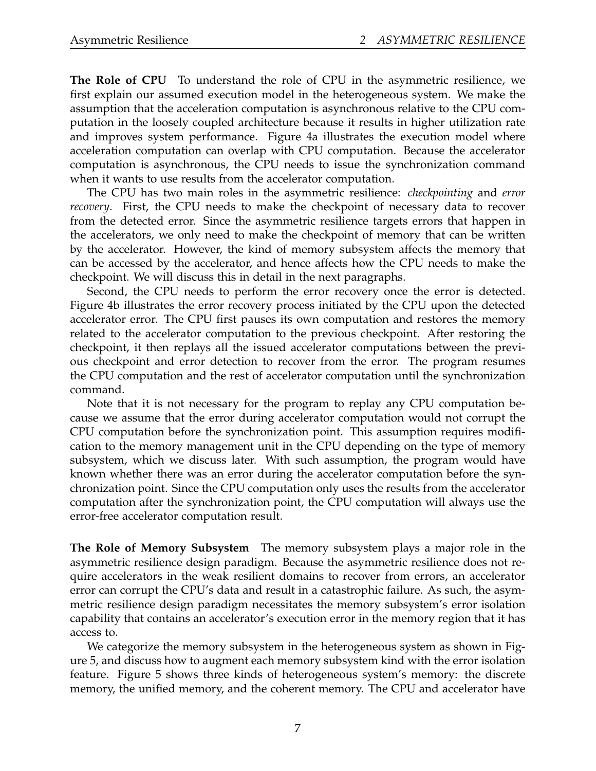**The Role of CPU** To understand the role of CPU in the asymmetric resilience, we first explain our assumed execution model in the heterogeneous system. We make the assumption that the acceleration computation is asynchronous relative to the CPU computation in the loosely coupled architecture because it results in higher utilization rate and improves system performance. Figure 4a illustrates the execution model where acceleration computation can overlap with CPU computation. Because the accelerator computation is asynchronous, the CPU needs to issue the synchronization command when it wants to use results from the accelerator computation.

The CPU has two main roles in the asymmetric resilience: *checkpointing* and *error recovery*. First, the CPU needs to make the checkpoint of necessary data to recover from the detected error. Since the asymmetric resilience targets errors that happen in the accelerators, we only need to make the checkpoint of memory that can be written by the accelerator. However, the kind of memory subsystem affects the memory that can be accessed by the accelerator, and hence affects how the CPU needs to make the checkpoint. We will discuss this in detail in the next paragraphs.

Second, the CPU needs to perform the error recovery once the error is detected. Figure 4b illustrates the error recovery process initiated by the CPU upon the detected accelerator error. The CPU first pauses its own computation and restores the memory related to the accelerator computation to the previous checkpoint. After restoring the checkpoint, it then replays all the issued accelerator computations between the previous checkpoint and error detection to recover from the error. The program resumes the CPU computation and the rest of accelerator computation until the synchronization command.

Note that it is not necessary for the program to replay any CPU computation because we assume that the error during accelerator computation would not corrupt the CPU computation before the synchronization point. This assumption requires modification to the memory management unit in the CPU depending on the type of memory subsystem, which we discuss later. With such assumption, the program would have known whether there was an error during the accelerator computation before the synchronization point. Since the CPU computation only uses the results from the accelerator computation after the synchronization point, the CPU computation will always use the error-free accelerator computation result.

**The Role of Memory Subsystem** The memory subsystem plays a major role in the asymmetric resilience design paradigm. Because the asymmetric resilience does not require accelerators in the weak resilient domains to recover from errors, an accelerator error can corrupt the CPU's data and result in a catastrophic failure. As such, the asymmetric resilience design paradigm necessitates the memory subsystem's error isolation capability that contains an accelerator's execution error in the memory region that it has access to.

We categorize the memory subsystem in the heterogeneous system as shown in Figure 5, and discuss how to augment each memory subsystem kind with the error isolation feature. Figure 5 shows three kinds of heterogeneous system's memory: the discrete memory, the unified memory, and the coherent memory. The CPU and accelerator have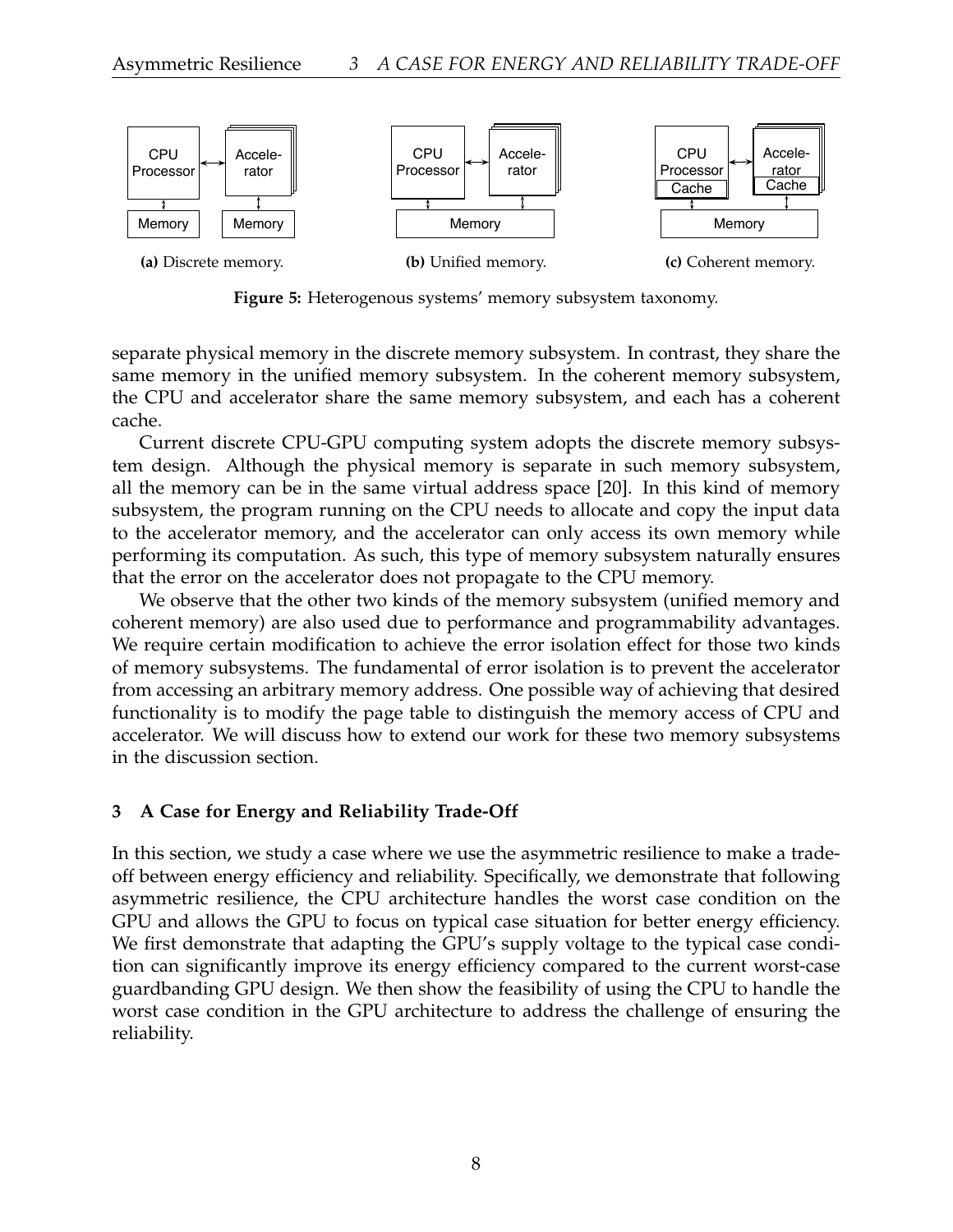(a) Discrete memory.

(b) Unified memory.

(c) Coherent memory.

**Figure 5:** Heterogenous systems' memory subsystem taxonomy.

separate physical memory in the discrete memory subsystem. In contrast, they share the same memory in the unified memory subsystem. In the coherent memory subsystem, the CPU and accelerator share the same memory subsystem, and each has a coherent cache.

Current discrete CPU-GPU computing system adopts the discrete memory subsystem design. Although the physical memory is separate in such memory subsystem, all the memory can be in the same virtual address space [20]. In this kind of memory subsystem, the program running on the CPU needs to allocate and copy the input data to the accelerator memory, and the accelerator can only access its own memory while performing its computation. As such, this type of memory subsystem naturally ensures that the error on the accelerator does not propagate to the CPU memory.

We observe that the other two kinds of the memory subsystem (unified memory and coherent memory) are also used due to performance and programmability advantages. We require certain modification to achieve the error isolation effect for those two kinds of memory subsystems. The fundamental of error isolation is to prevent the accelerator from accessing an arbitrary memory address. One possible way of achieving that desired functionality is to modify the page table to distinguish the memory access of CPU and accelerator. We will discuss how to extend our work for these two memory subsystems in the discussion section.

## 3 A Case for Energy and Reliability Trade-Off

In this section, we study a case where we use the asymmetric resilience to make a tradeoff between energy efficiency and reliability. Specifically, we demonstrate that following asymmetric resilience, the CPU architecture handles the worst case condition on the GPU and allows the GPU to focus on typical case situation for better energy efficiency. We first demonstrate that adapting the GPU's supply voltage to the typical case condition can significantly improve its energy efficiency compared to the current worst-case guardbanding GPU design. We then show the feasibility of using the CPU to handle the worst case condition in the GPU architecture to address the challenge of ensuring the reliability.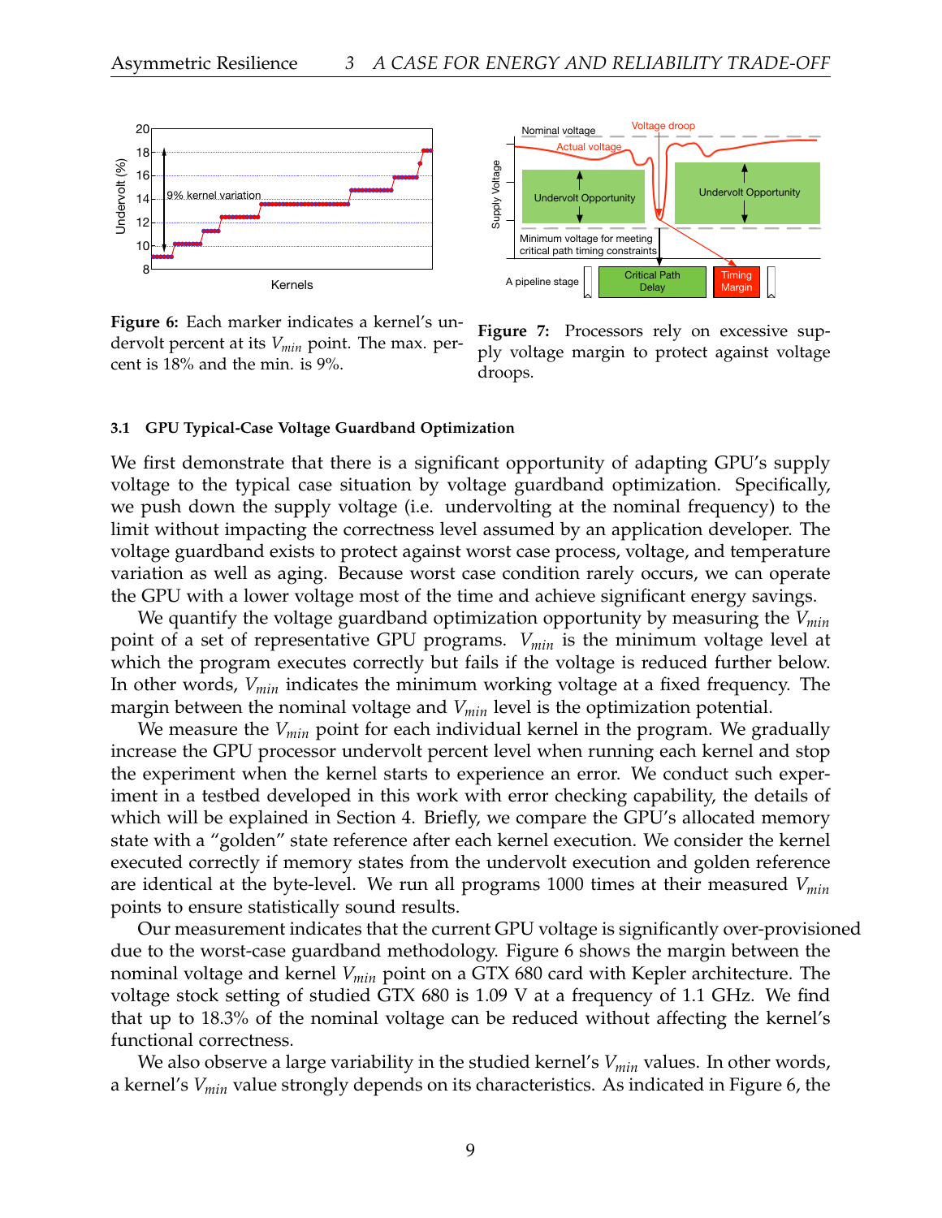Figure 6: Each marker indicates a kernel's undervolt percent at its $V_{min}$ point. The max. percent is 18% and the min. is 9%.

Figure 7: Processors rely on excessive supply voltage margin to protect against voltage droops.

### 3.1 GPU Typical-Case Voltage Guardband Optimization

We first demonstrate that there is a significant opportunity of adapting GPU's supply voltage to the typical case situation by voltage guardband optimization. Specifically, we push down the supply voltage (i.e. undervolting at the nominal frequency) to the limit without impacting the correctness level assumed by an application developer. The voltage guardband exists to protect against worst case process, voltage, and temperature variation as well as aging. Because worst case condition rarely occurs, we can operate the GPU with a lower voltage most of the time and achieve significant energy savings.

We quantify the voltage guardband optimization opportunity by measuring the $V_{min}$ point of a set of representative GPU programs. $V_{min}$ is the minimum voltage level at which the program executes correctly but fails if the voltage is reduced further below. In other words, $V_{min}$ indicates the minimum working voltage at a fixed frequency. The margin between the nominal voltage and $V_{min}$ level is the optimization potential.

We measure the $V_{min}$ point for each individual kernel in the program. We gradually increase the GPU processor undervolt percent level when running each kernel and stop the experiment when the kernel starts to experience an error. We conduct such experiment in a testbed developed in this work with error checking capability, the details of which will be explained in Section 4. Briefly, we compare the GPU's allocated memory state with a "golden" state reference after each kernel execution. We consider the kernel executed correctly if memory states from the undervolt execution and golden reference are identical at the byte-level. We run all programs 1000 times at their measured $V_{min}$ points to ensure statistically sound results.

Our measurement indicates that the current GPU voltage is significantly over-provisioned due to the worst-case guardband methodology. Figure 6 shows the margin between the nominal voltage and kernel $V_{min}$ point on a GTX 680 card with Kepler architecture. The voltage stock setting of studied GTX 680 is 1.09 V at a frequency of 1.1 GHz. We find that up to 18.3% of the nominal voltage can be reduced without affecting the kernel's functional correctness.

We also observe a large variability in the studied kernel's $V_{min}$ values. In other words, a kernel's $V_{min}$ value strongly depends on its characteristics. As indicated in Figure 6, the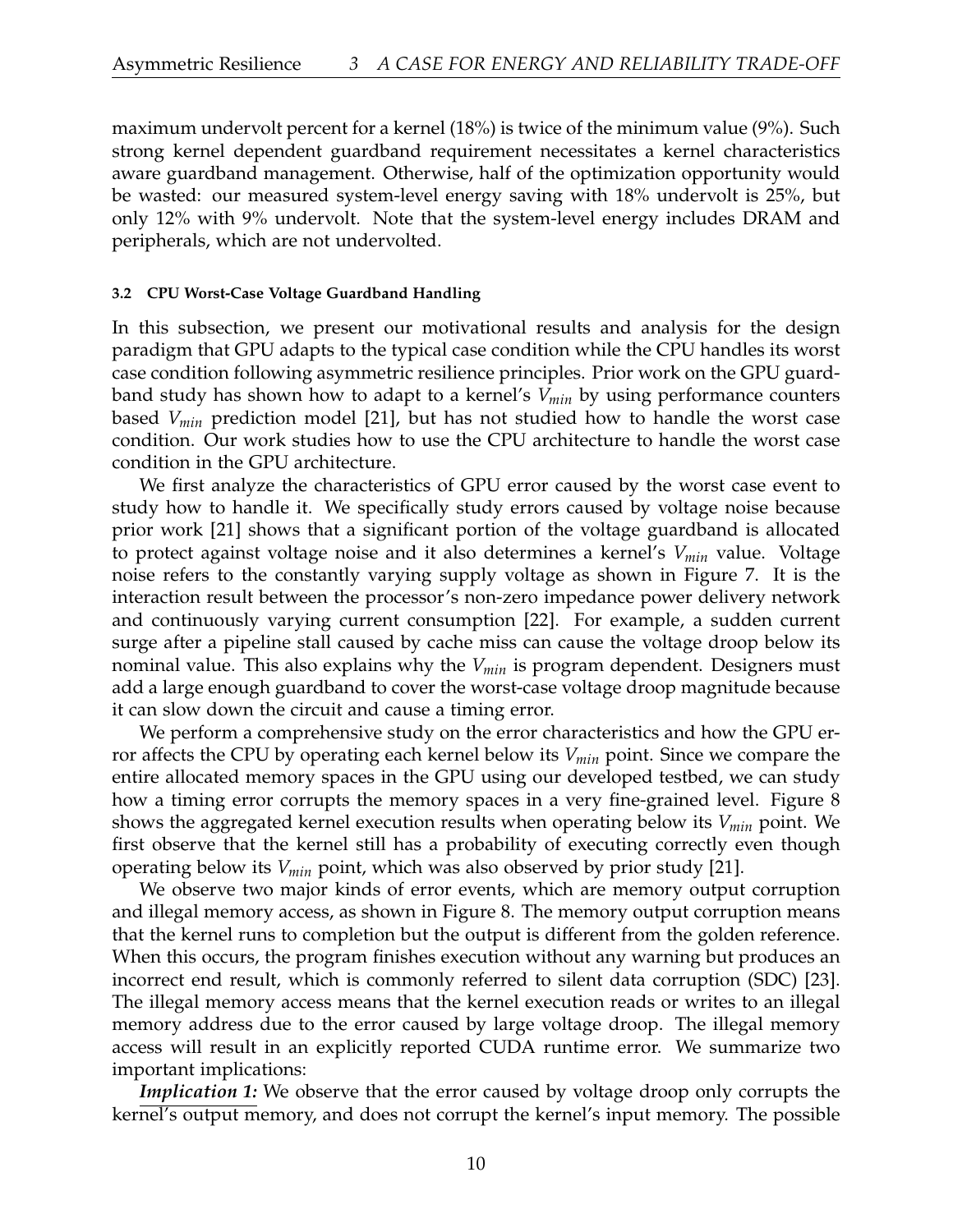maximum undervolt percent for a kernel (18%) is twice of the minimum value (9%). Such strong kernel dependent guardband requirement necessitates a kernel characteristics aware guardband management. Otherwise, half of the optimization opportunity would be wasted: our measured system-level energy saving with 18% undervolt is 25%, but only 12% with 9% undervolt. Note that the system-level energy includes DRAM and peripherals, which are not undervolted.

#### 3.2 CPU Worst-Case Voltage Guardband Handling

In this subsection, we present our motivational results and analysis for the design paradigm that GPU adapts to the typical case condition while the CPU handles its worst case condition following asymmetric resilience principles. Prior work on the GPU guardband study has shown how to adapt to a kernel's $V_{min}$ by using performance counters based $V_{min}$ prediction model [21], but has not studied how to handle the worst case condition. Our work studies how to use the CPU architecture to handle the worst case condition in the GPU architecture.

We first analyze the characteristics of GPU error caused by the worst case event to study how to handle it. We specifically study errors caused by voltage noise because prior work [21] shows that a significant portion of the voltage guardband is allocated to protect against voltage noise and it also determines a kernel's $V_{min}$ value. Voltage noise refers to the constantly varying supply voltage as shown in Figure 7. It is the interaction result between the processor's non-zero impedance power delivery network and continuously varying current consumption [22]. For example, a sudden current surge after a pipeline stall caused by cache miss can cause the voltage droop below its nominal value. This also explains why the $V_{min}$ is program dependent. Designers must add a large enough guardband to cover the worst-case voltage droop magnitude because it can slow down the circuit and cause a timing error.

We perform a comprehensive study on the error characteristics and how the GPU error affects the CPU by operating each kernel below its $V_{min}$ point. Since we compare the entire allocated memory spaces in the GPU using our developed testbed, we can study how a timing error corrupts the memory spaces in a very fine-grained level. Figure 8 shows the aggregated kernel execution results when operating below its $V_{min}$ point. We first observe that the kernel still has a probability of executing correctly even though operating below its $V_{min}$ point, which was also observed by prior study [21].

We observe two major kinds of error events, which are memory output corruption and illegal memory access, as shown in Figure 8. The memory output corruption means that the kernel runs to completion but the output is different from the golden reference. When this occurs, the program finishes execution without any warning but produces an incorrect end result, which is commonly referred to silent data corruption (SDC) [23]. The illegal memory access means that the kernel execution reads or writes to an illegal memory address due to the error caused by large voltage droop. The illegal memory access will result in an explicitly reported CUDA runtime error. We summarize two important implications:

***Implication 1:*** We observe that the error caused by voltage droop only corrupts the kernel's output memory, and does not corrupt the kernel's input memory. The possible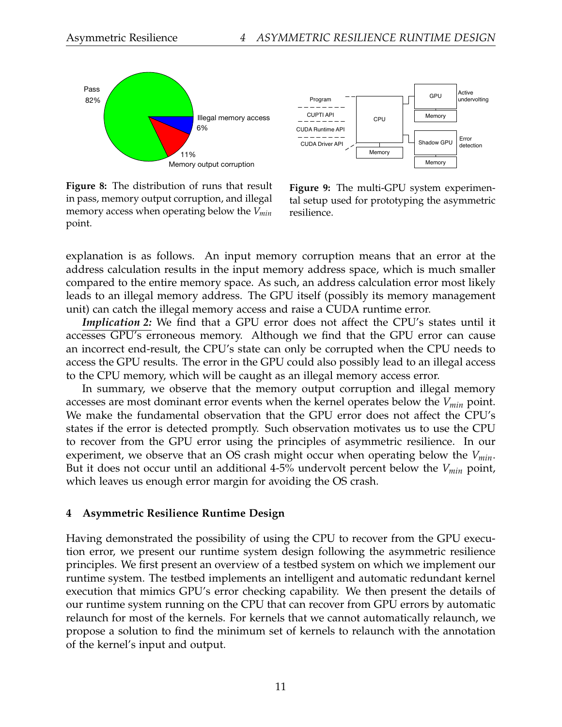Figure 8: The distribution of runs that result in pass, memory output corruption, and illegal memory access when operating below the $V_{min}$ point.

Figure 9: The multi-GPU system experimental setup used for prototyping the asymmetric resilience.

explanation is as follows. An input memory corruption means that an error at the address calculation results in the input memory address space, which is much smaller compared to the entire memory space. As such, an address calculation error most likely leads to an illegal memory address. The GPU itself (possibly its memory management unit) can catch the illegal memory access and raise a CUDA runtime error.

***Implication 2:*** We find that a GPU error does not affect the CPU's states until it accesses GPU's erroneous memory. Although we find that the GPU error can cause an incorrect end-result, the CPU's state can only be corrupted when the CPU needs to access the GPU results. The error in the GPU could also possibly lead to an illegal access to the CPU memory, which will be caught as an illegal memory access error.

In summary, we observe that the memory output corruption and illegal memory accesses are most dominant error events when the kernel operates below the $V_{min}$ point. We make the fundamental observation that the GPU error does not affect the CPU's states if the error is detected promptly. Such observation motivates us to use the CPU to recover from the GPU error using the principles of asymmetric resilience. In our experiment, we observe that an OS crash might occur when operating below the $V_{min}$. But it does not occur until an additional 4-5% undervolt percent below the $V_{min}$ point, which leaves us enough error margin for avoiding the OS crash.

## 4 Asymmetric Resilience Runtime Design

Having demonstrated the possibility of using the CPU to recover from the GPU execution error, we present our runtime system design following the asymmetric resilience principles. We first present an overview of a testbed system on which we implement our runtime system. The testbed implements an intelligent and automatic redundant kernel execution that mimics GPU's error checking capability. We then present the details of our runtime system running on the CPU that can recover from GPU errors by automatic relaunch for most of the kernels. For kernels that we cannot automatically relaunch, we propose a solution to find the minimum set of kernels to relaunch with the annotation of the kernel's input and output.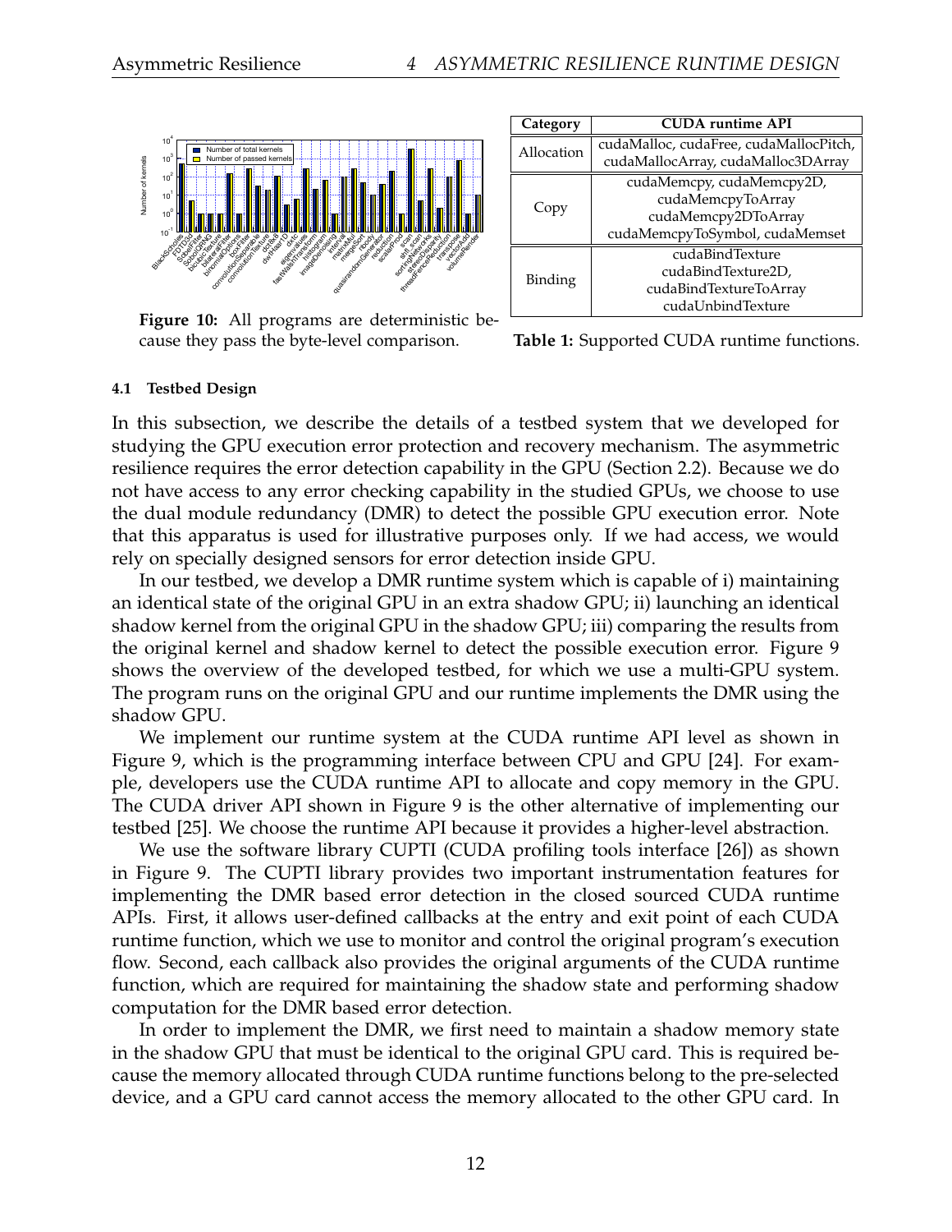Figure 10: All programs are deterministic because they pass the byte-level comparison.

| Category | CUDA runtime API |
|---|---|
| Allocation | cudaMalloc, cudaFree, cudaMallocPitch, cudaMallocArray, cudaMalloc3DArray |
| Copy | cudaMemcpy, cudaMemcpy2D, cudaMemcpyToArray cudaMemcpy2DToArray cudaMemcpyToSymbol, cudaMemset |
| Binding | cudaBindTexture cudaBindTexture2D, cudaBindTextureToArray cudaUnbindTexture |

Table 1: Supported CUDA runtime functions.

### 4.1 Testbed Design

In this subsection, we describe the details of a testbed system that we developed for studying the GPU execution error protection and recovery mechanism. The asymmetric resilience requires the error detection capability in the GPU (Section 2.2). Because we do not have access to any error checking capability in the studied GPUs, we choose to use the dual module redundancy (DMR) to detect the possible GPU execution error. Note that this apparatus is used for illustrative purposes only. If we had access, we would rely on specially designed sensors for error detection inside GPU.

In our testbed, we develop a DMR runtime system which is capable of i) maintaining an identical state of the original GPU in an extra shadow GPU; ii) launching an identical shadow kernel from the original GPU in the shadow GPU; iii) comparing the results from the original kernel and shadow kernel to detect the possible execution error. Figure 9 shows the overview of the developed testbed, for which we use a multi-GPU system. The program runs on the original GPU and our runtime implements the DMR using the shadow GPU.

We implement our runtime system at the CUDA runtime API level as shown in Figure 9, which is the programming interface between CPU and GPU [24]. For example, developers use the CUDA runtime API to allocate and copy memory in the GPU. The CUDA driver API shown in Figure 9 is the other alternative of implementing our testbed [25]. We choose the runtime API because it provides a higher-level abstraction.

We use the software library CUPTI (CUDA profiling tools interface [26]) as shown in Figure 9. The CUPTI library provides two important instrumentation features for implementing the DMR based error detection in the closed sourced CUDA runtime APIs. First, it allows user-defined callbacks at the entry and exit point of each CUDA runtime function, which we use to monitor and control the original program's execution flow. Second, each callback also provides the original arguments of the CUDA runtime function, which are required for maintaining the shadow state and performing shadow computation for the DMR based error detection.

In order to implement the DMR, we first need to maintain a shadow memory state in the shadow GPU that must be identical to the original GPU card. This is required because the memory allocated through CUDA runtime functions belong to the pre-selected device, and a GPU card cannot access the memory allocated to the other GPU card. In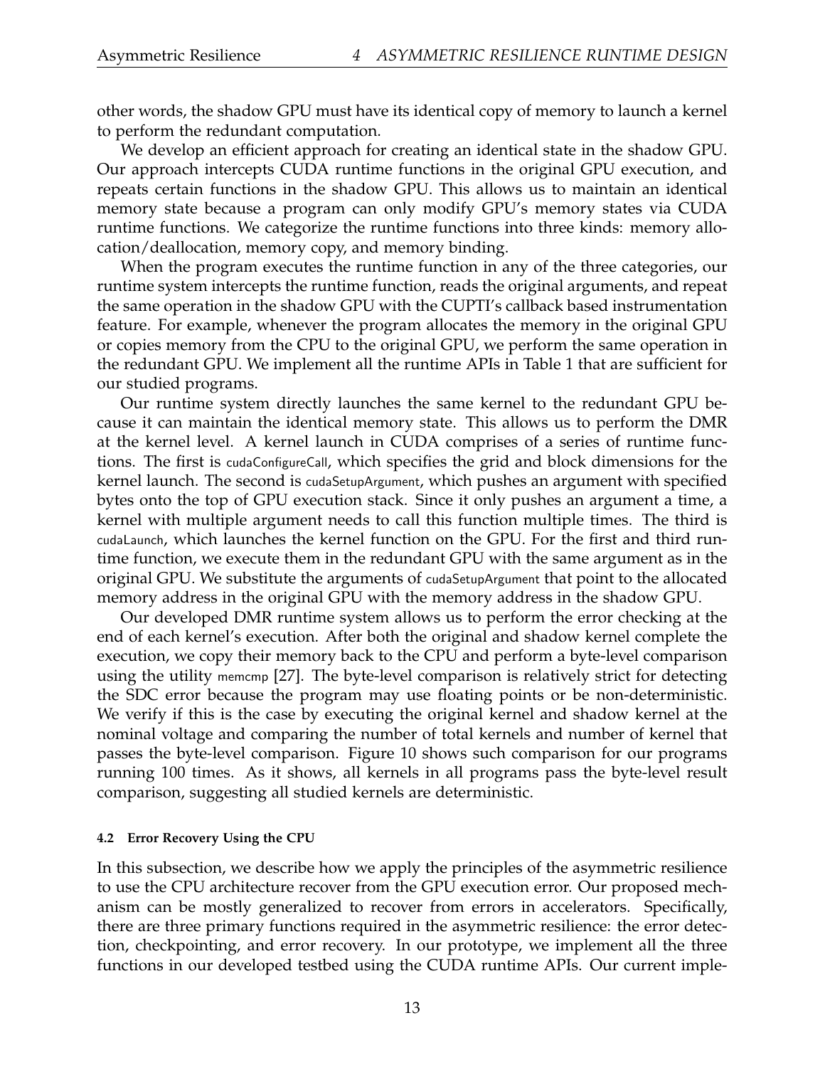other words, the shadow GPU must have its identical copy of memory to launch a kernel to perform the redundant computation.

We develop an efficient approach for creating an identical state in the shadow GPU. Our approach intercepts CUDA runtime functions in the original GPU execution, and repeats certain functions in the shadow GPU. This allows us to maintain an identical memory state because a program can only modify GPU's memory states via CUDA runtime functions. We categorize the runtime functions into three kinds: memory allocation/deallocation, memory copy, and memory binding.

When the program executes the runtime function in any of the three categories, our runtime system intercepts the runtime function, reads the original arguments, and repeat the same operation in the shadow GPU with the CUPTI's callback based instrumentation feature. For example, whenever the program allocates the memory in the original GPU or copies memory from the CPU to the original GPU, we perform the same operation in the redundant GPU. We implement all the runtime APIs in Table 1 that are sufficient for our studied programs.

Our runtime system directly launches the same kernel to the redundant GPU because it can maintain the identical memory state. This allows us to perform the DMR at the kernel level. A kernel launch in CUDA comprises of a series of runtime functions. The first is cudaConfigureCall, which specifies the grid and block dimensions for the kernel launch. The second is cudaSetupArgument, which pushes an argument with specified bytes onto the top of GPU execution stack. Since it only pushes an argument a time, a kernel with multiple argument needs to call this function multiple times. The third is cudaLaunch, which launches the kernel function on the GPU. For the first and third runtime function, we execute them in the redundant GPU with the same argument as in the original GPU. We substitute the arguments of cudaSetupArgument that point to the allocated memory address in the original GPU with the memory address in the shadow GPU.

Our developed DMR runtime system allows us to perform the error checking at the end of each kernel's execution. After both the original and shadow kernel complete the execution, we copy their memory back to the CPU and perform a byte-level comparison using the utility memcmp [27]. The byte-level comparison is relatively strict for detecting the SDC error because the program may use floating points or be non-deterministic. We verify if this is the case by executing the original kernel and shadow kernel at the nominal voltage and comparing the number of total kernels and number of kernel that passes the byte-level comparison. Figure 10 shows such comparison for our programs running 100 times. As it shows, all kernels in all programs pass the byte-level result comparison, suggesting all studied kernels are deterministic.

#### 4.2 Error Recovery Using the CPU

In this subsection, we describe how we apply the principles of the asymmetric resilience to use the CPU architecture recover from the GPU execution error. Our proposed mechanism can be mostly generalized to recover from errors in accelerators. Specifically, there are three primary functions required in the asymmetric resilience: the error detection, checkpointing, and error recovery. In our prototype, we implement all the three functions in our developed testbed using the CUDA runtime APIs. Our current imple-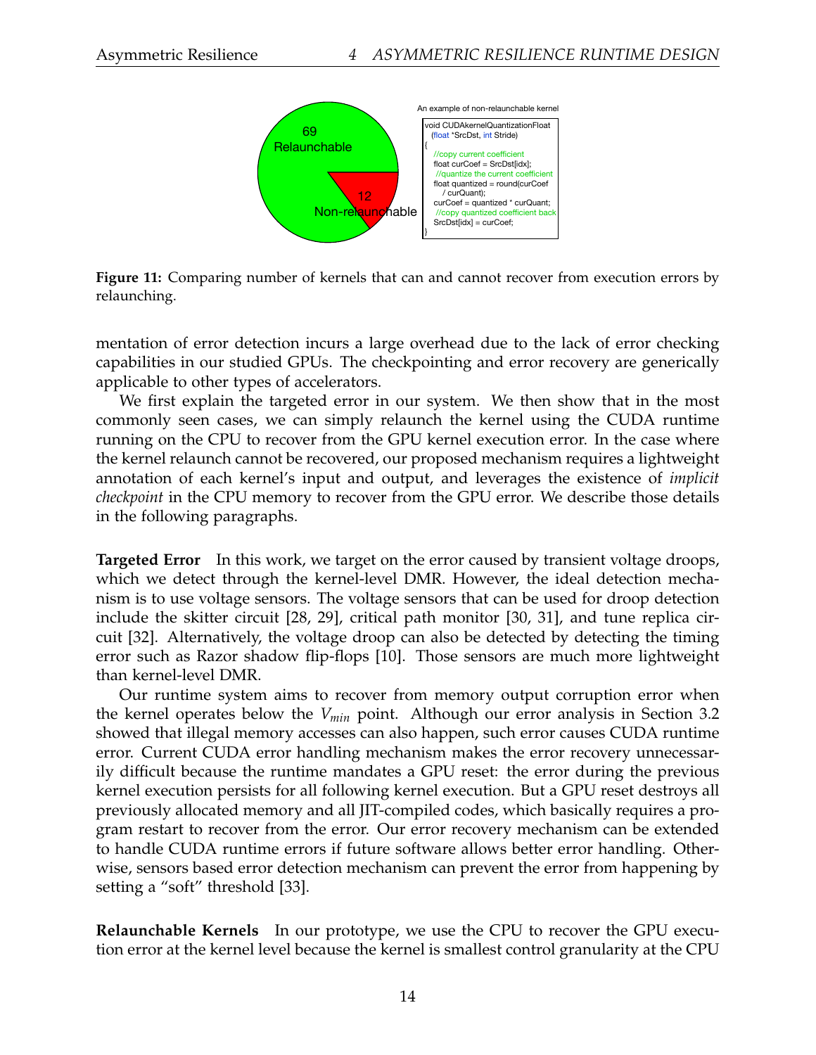An example of non-relaunchable kernel

```
void CUDAkernelQuantizationFloat
  (float *SrcDst, int Stride)
{
  //copy current coefficient
  float curCoef = SrcDst[idx];
  //quantize the current coefficient
  float quantized = round(curCoef
    / curQuant);
  curCoef = quantized * curQuant;
  //copy quantized coefficient back
  SrcDst[idx] = curCoef;
}
```

**Figure 11:** Comparing number of kernels that can and cannot recover from execution errors by relaunching.

mentation of error detection incurs a large overhead due to the lack of error checking capabilities in our studied GPUs. The checkpointing and error recovery are generically applicable to other types of accelerators.

We first explain the targeted error in our system. We then show that in the most commonly seen cases, we can simply relaunch the kernel using the CUDA runtime running on the CPU to recover from the GPU kernel execution error. In the case where the kernel relaunch cannot be recovered, our proposed mechanism requires a lightweight annotation of each kernel's input and output, and leverages the existence of *implicit checkpoint* in the CPU memory to recover from the GPU error. We describe those details in the following paragraphs.

**Targeted Error** In this work, we target on the error caused by transient voltage droops, which we detect through the kernel-level DMR. However, the ideal detection mechanism is to use voltage sensors. The voltage sensors that can be used for droop detection include the skitter circuit [28, 29], critical path monitor [30, 31], and tune replica circuit [32]. Alternatively, the voltage droop can also be detected by detecting the timing error such as Razor shadow flip-flops [10]. Those sensors are much more lightweight than kernel-level DMR.

Our runtime system aims to recover from memory output corruption error when the kernel operates below the $V_{min}$ point. Although our error analysis in Section 3.2 showed that illegal memory accesses can also happen, such error causes CUDA runtime error. Current CUDA error handling mechanism makes the error recovery unnecessarily difficult because the runtime mandates a GPU reset: the error during the previous kernel execution persists for all following kernel execution. But a GPU reset destroys all previously allocated memory and all JIT-compiled codes, which basically requires a program restart to recover from the error. Our error recovery mechanism can be extended to handle CUDA runtime errors if future software allows better error handling. Otherwise, sensors based error detection mechanism can prevent the error from happening by setting a "soft" threshold [33].

**Relaunchable Kernels** In our prototype, we use the CPU to recover the GPU execution error at the kernel level because the kernel is smallest control granularity at the CPU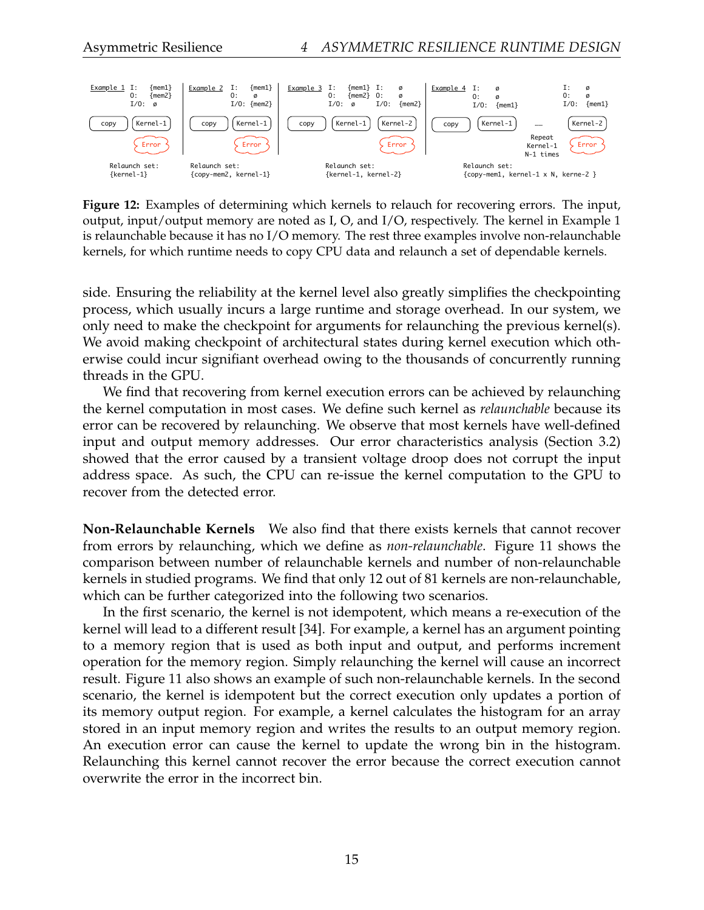Example 1 I: {mem1} O: {mem2} I/O: ø — copy, Kernel-1, Error — Relaunch set: {kernel-1}

Example 2 I: {mem1} O: ø I/O: {mem2} — copy, Kernel-1, Error — Relaunch set: {copy-mem2, kernel-1}

Example 3 I: {mem1} O: {mem2} I/O: ø; I: ø O: ø I/O: {mem2} — copy, Kernel-1, Kernel-2, Error — Relaunch set: {kernel-1, kernel-2}

Example 4 I: ø O: ø I/O: {mem1}; I: ø O: ø I/O: {mem1} — copy, Kernel-1, ......, Repeat Kernel-1 N-1 times, Kernel-2, Error — Relaunch set: {copy-mem1, kernel-1 x N, kerne-2 }

**Figure 12:** Examples of determining which kernels to relauch for recovering errors. The input, output, input/output memory are noted as I, O, and I/O, respectively. The kernel in Example 1 is relaunchable because it has no I/O memory. The rest three examples involve non-relaunchable kernels, for which runtime needs to copy CPU data and relaunch a set of dependable kernels.

side. Ensuring the reliability at the kernel level also greatly simplifies the checkpointing process, which usually incurs a large runtime and storage overhead. In our system, we only need to make the checkpoint for arguments for relaunching the previous kernel(s). We avoid making checkpoint of architectural states during kernel execution which otherwise could incur signifiant overhead owing to the thousands of concurrently running threads in the GPU.

We find that recovering from kernel execution errors can be achieved by relaunching the kernel computation in most cases. We define such kernel as *relaunchable* because its error can be recovered by relaunching. We observe that most kernels have well-defined input and output memory addresses. Our error characteristics analysis (Section 3.2) showed that the error caused by a transient voltage droop does not corrupt the input address space. As such, the CPU can re-issue the kernel computation to the GPU to recover from the detected error.

**Non-Relaunchable Kernels** We also find that there exists kernels that cannot recover from errors by relaunching, which we define as *non-relaunchable*. Figure 11 shows the comparison between number of relaunchable kernels and number of non-relaunchable kernels in studied programs. We find that only 12 out of 81 kernels are non-relaunchable, which can be further categorized into the following two scenarios.

In the first scenario, the kernel is not idempotent, which means a re-execution of the kernel will lead to a different result [34]. For example, a kernel has an argument pointing to a memory region that is used as both input and output, and performs increment operation for the memory region. Simply relaunching the kernel will cause an incorrect result. Figure 11 also shows an example of such non-relaunchable kernels. In the second scenario, the kernel is idempotent but the correct execution only updates a portion of its memory output region. For example, a kernel calculates the histogram for an array stored in an input memory region and writes the results to an output memory region. An execution error can cause the kernel to update the wrong bin in the histogram. Relaunching this kernel cannot recover the error because the correct execution cannot overwrite the error in the incorrect bin.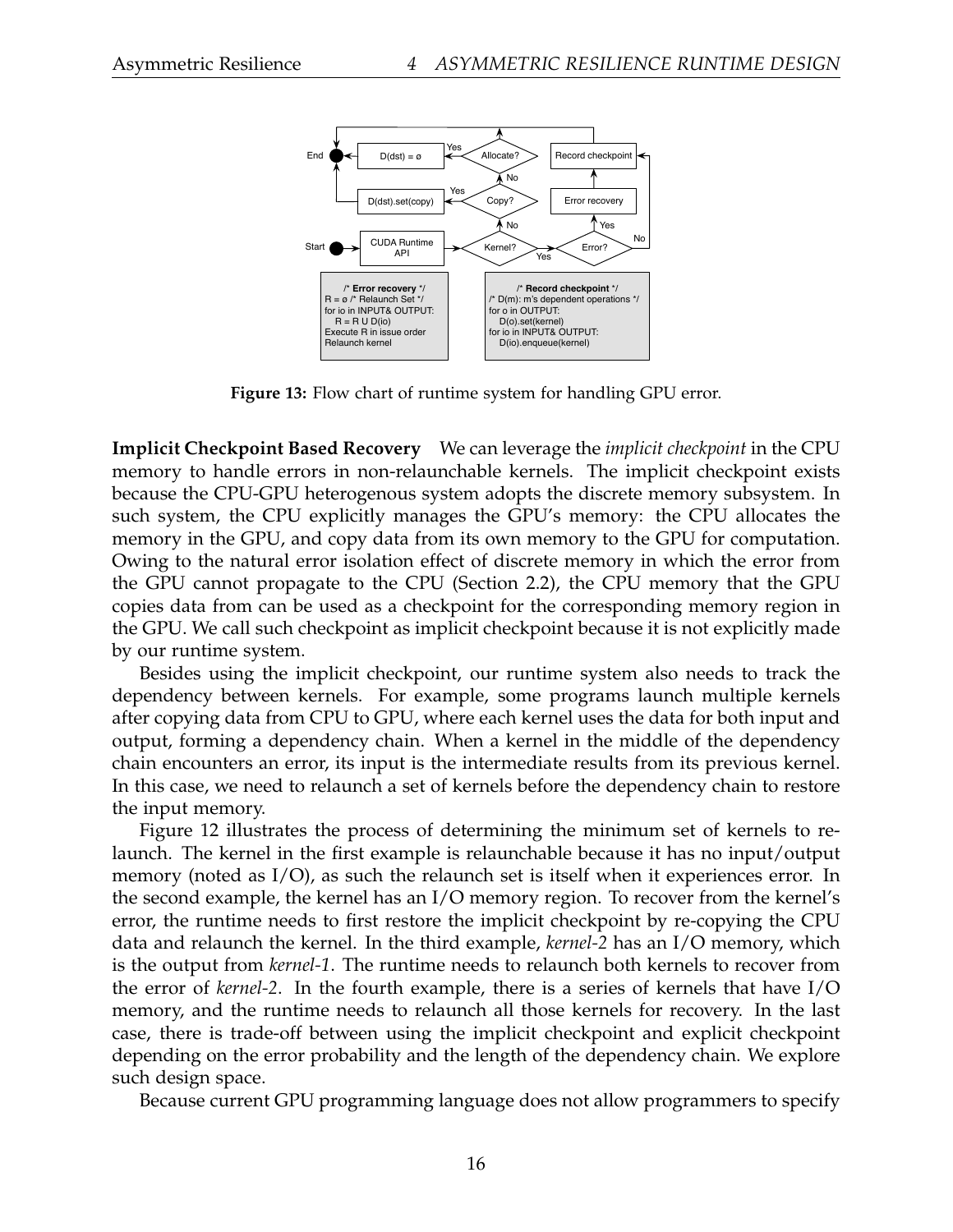Figure 13: Flow chart of runtime system for handling GPU error.

**Implicit Checkpoint Based Recovery** We can leverage the *implicit checkpoint* in the CPU memory to handle errors in non-relaunchable kernels. The implicit checkpoint exists because the CPU-GPU heterogenous system adopts the discrete memory subsystem. In such system, the CPU explicitly manages the GPU's memory: the CPU allocates the memory in the GPU, and copy data from its own memory to the GPU for computation. Owing to the natural error isolation effect of discrete memory in which the error from the GPU cannot propagate to the CPU (Section 2.2), the CPU memory that the GPU copies data from can be used as a checkpoint for the corresponding memory region in the GPU. We call such checkpoint as implicit checkpoint because it is not explicitly made by our runtime system.

Besides using the implicit checkpoint, our runtime system also needs to track the dependency between kernels. For example, some programs launch multiple kernels after copying data from CPU to GPU, where each kernel uses the data for both input and output, forming a dependency chain. When a kernel in the middle of the dependency chain encounters an error, its input is the intermediate results from its previous kernel. In this case, we need to relaunch a set of kernels before the dependency chain to restore the input memory.

Figure 12 illustrates the process of determining the minimum set of kernels to relaunch. The kernel in the first example is relaunchable because it has no input/output memory (noted as I/O), as such the relaunch set is itself when it experiences error. In the second example, the kernel has an I/O memory region. To recover from the kernel's error, the runtime needs to first restore the implicit checkpoint by re-copying the CPU data and relaunch the kernel. In the third example, *kernel-2* has an I/O memory, which is the output from *kernel-1*. The runtime needs to relaunch both kernels to recover from the error of *kernel-2*. In the fourth example, there is a series of kernels that have I/O memory, and the runtime needs to relaunch all those kernels for recovery. In the last case, there is trade-off between using the implicit checkpoint and explicit checkpoint depending on the error probability and the length of the dependency chain. We explore such design space.

Because current GPU programming language does not allow programmers to specify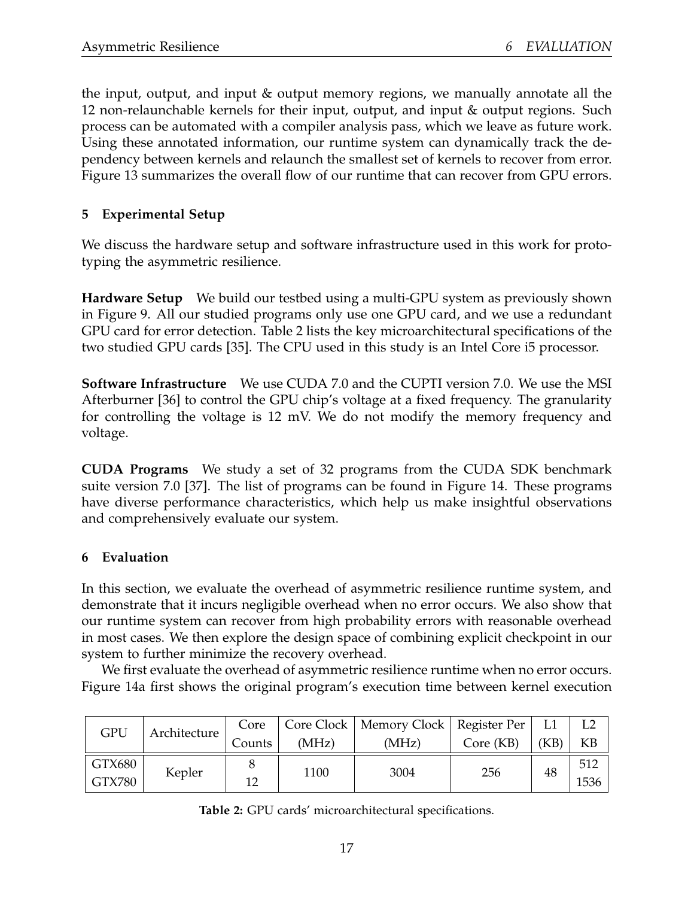the input, output, and input & output memory regions, we manually annotate all the 12 non-relaunchable kernels for their input, output, and input & output regions. Such process can be automated with a compiler analysis pass, which we leave as future work. Using these annotated information, our runtime system can dynamically track the dependency between kernels and relaunch the smallest set of kernels to recover from error. Figure 13 summarizes the overall flow of our runtime that can recover from GPU errors.

## 5 Experimental Setup

We discuss the hardware setup and software infrastructure used in this work for prototyping the asymmetric resilience.

**Hardware Setup** We build our testbed using a multi-GPU system as previously shown in Figure 9. All our studied programs only use one GPU card, and we use a redundant GPU card for error detection. Table 2 lists the key microarchitectural specifications of the two studied GPU cards [35]. The CPU used in this study is an Intel Core i5 processor.

**Software Infrastructure** We use CUDA 7.0 and the CUPTI version 7.0. We use the MSI Afterburner [36] to control the GPU chip's voltage at a fixed frequency. The granularity for controlling the voltage is 12 mV. We do not modify the memory frequency and voltage.

**CUDA Programs** We study a set of 32 programs from the CUDA SDK benchmark suite version 7.0 [37]. The list of programs can be found in Figure 14. These programs have diverse performance characteristics, which help us make insightful observations and comprehensively evaluate our system.

## 6 Evaluation

In this section, we evaluate the overhead of asymmetric resilience runtime system, and demonstrate that it incurs negligible overhead when no error occurs. We also show that our runtime system can recover from high probability errors with reasonable overhead in most cases. We then explore the design space of combining explicit checkpoint in our system to further minimize the recovery overhead.

We first evaluate the overhead of asymmetric resilience runtime when no error occurs. Figure 14a first shows the original program's execution time between kernel execution

| GPU | Architecture | Core Counts | Core Clock (MHz) | Memory Clock (MHz) | Register Per Core (KB) | L1 (KB) | L2 KB |
|---|---|---|---|---|---|---|---|
| GTX680 | Kepler | 8 | 1100 | 3004 | 256 | 48 | 512 |
| GTX780 | Kepler | 12 | 1100 | 3004 | 256 | 48 | 1536 |

**Table 2:** GPU cards' microarchitectural specifications.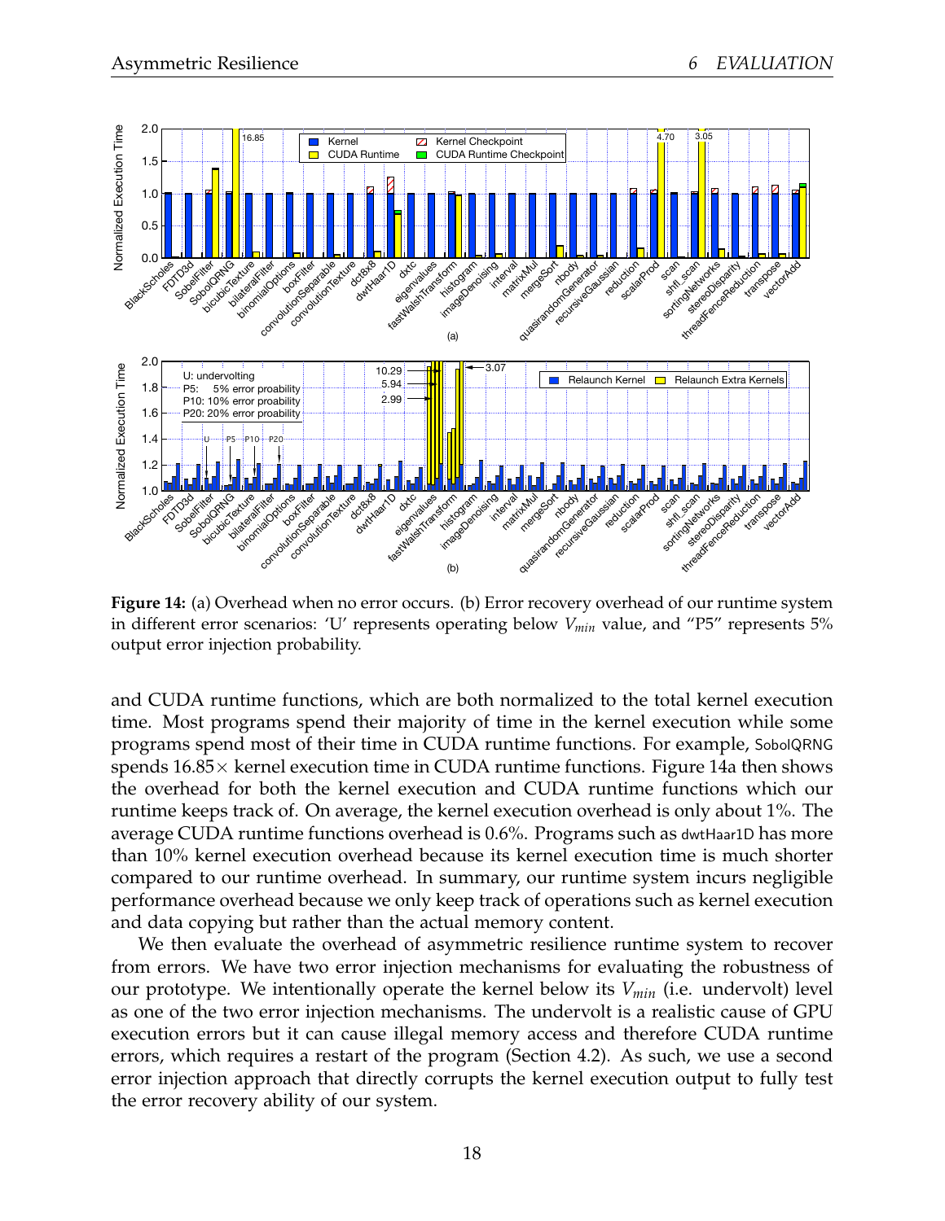**Figure 14:** (a) Overhead when no error occurs. (b) Error recovery overhead of our runtime system in different error scenarios: 'U' represents operating below $V_{min}$ value, and "P5" represents 5% output error injection probability.

and CUDA runtime functions, which are both normalized to the total kernel execution time. Most programs spend their majority of time in the kernel execution while some programs spend most of their time in CUDA runtime functions. For example, SobolQRNG spends 16.85× kernel execution time in CUDA runtime functions. Figure 14a then shows the overhead for both the kernel execution and CUDA runtime functions which our runtime keeps track of. On average, the kernel execution overhead is only about 1%. The average CUDA runtime functions overhead is 0.6%. Programs such as dwtHaar1D has more than 10% kernel execution overhead because its kernel execution time is much shorter compared to our runtime overhead. In summary, our runtime system incurs negligible performance overhead because we only keep track of operations such as kernel execution and data copying but rather than the actual memory content.

We then evaluate the overhead of asymmetric resilience runtime system to recover from errors. We have two error injection mechanisms for evaluating the robustness of our prototype. We intentionally operate the kernel below its $V_{min}$ (i.e. undervolt) level as one of the two error injection mechanisms. The undervolt is a realistic cause of GPU execution errors but it can cause illegal memory access and therefore CUDA runtime errors, which requires a restart of the program (Section 4.2). As such, we use a second error injection approach that directly corrupts the kernel execution output to fully test the error recovery ability of our system.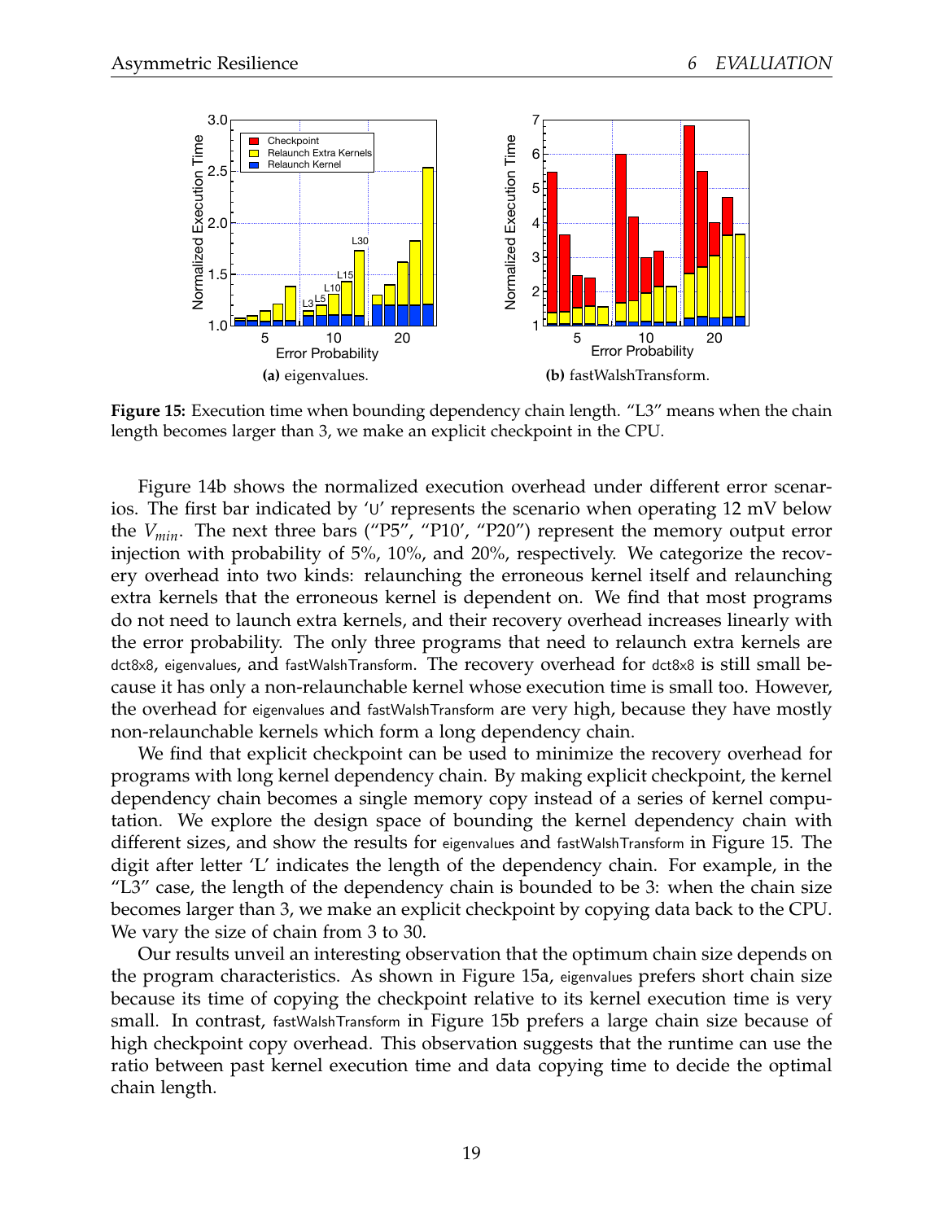**(a)** eigenvalues.

**(b)** fastWalshTransform.

**Figure 15:** Execution time when bounding dependency chain length. "L3" means when the chain length becomes larger than 3, we make an explicit checkpoint in the CPU.

Figure 14b shows the normalized execution overhead under different error scenarios. The first bar indicated by 'U' represents the scenario when operating 12 mV below the $V_{min}$. The next three bars ("P5", "P10', "P20") represent the memory output error injection with probability of 5%, 10%, and 20%, respectively. We categorize the recovery overhead into two kinds: relaunching the erroneous kernel itself and relaunching extra kernels that the erroneous kernel is dependent on. We find that most programs do not need to launch extra kernels, and their recovery overhead increases linearly with the error probability. The only three programs that need to relaunch extra kernels are dct8x8, eigenvalues, and fastWalshTransform. The recovery overhead for dct8x8 is still small because it has only a non-relaunchable kernel whose execution time is small too. However, the overhead for eigenvalues and fastWalshTransform are very high, because they have mostly non-relaunchable kernels which form a long dependency chain.

We find that explicit checkpoint can be used to minimize the recovery overhead for programs with long kernel dependency chain. By making explicit checkpoint, the kernel dependency chain becomes a single memory copy instead of a series of kernel computation. We explore the design space of bounding the kernel dependency chain with different sizes, and show the results for eigenvalues and fastWalshTransform in Figure 15. The digit after letter 'L' indicates the length of the dependency chain. For example, in the "L3" case, the length of the dependency chain is bounded to be 3: when the chain size becomes larger than 3, we make an explicit checkpoint by copying data back to the CPU. We vary the size of chain from 3 to 30.

Our results unveil an interesting observation that the optimum chain size depends on the program characteristics. As shown in Figure 15a, eigenvalues prefers short chain size because its time of copying the checkpoint relative to its kernel execution time is very small. In contrast, fastWalshTransform in Figure 15b prefers a large chain size because of high checkpoint copy overhead. This observation suggests that the runtime can use the ratio between past kernel execution time and data copying time to decide the optimal chain length.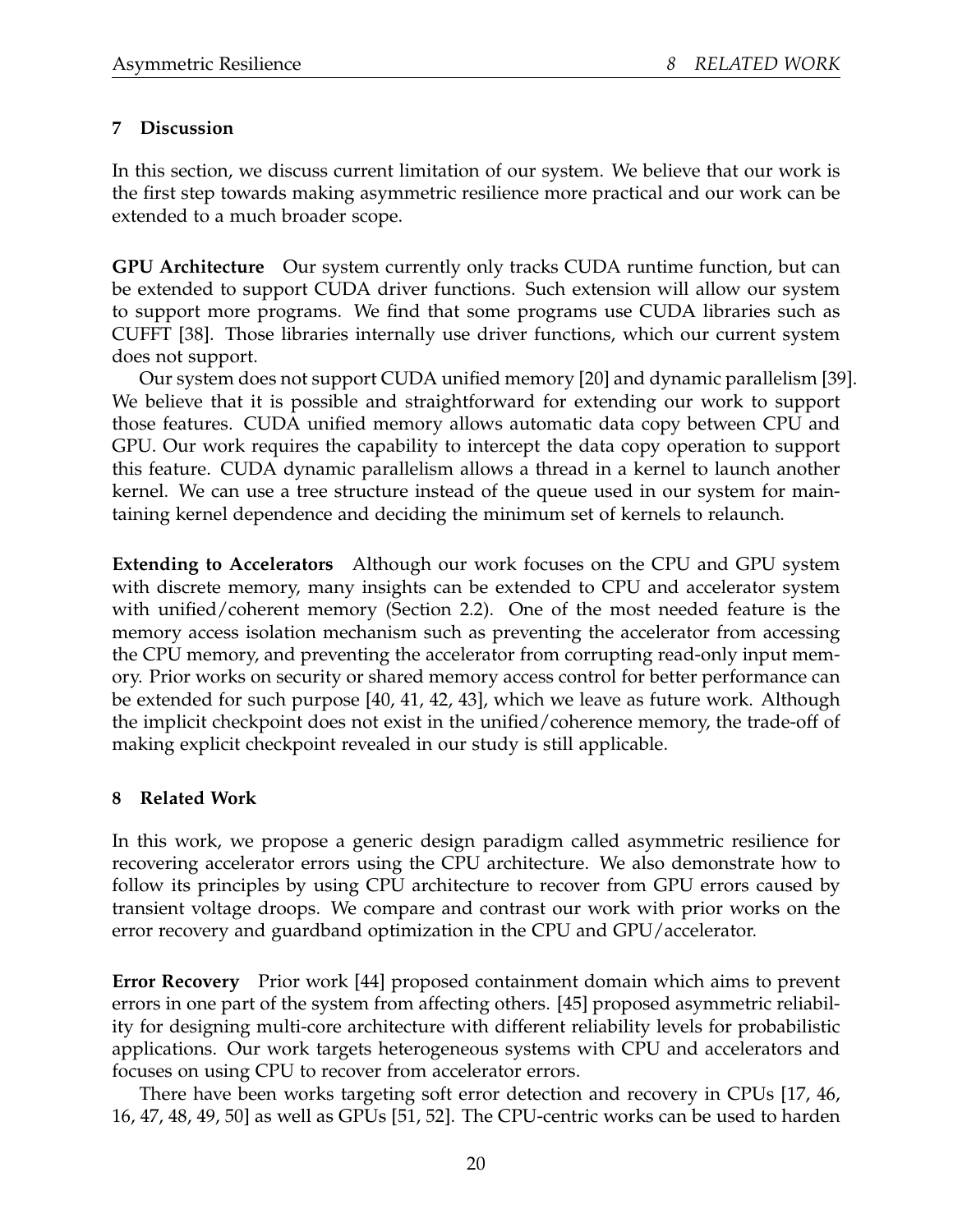## 7 Discussion

In this section, we discuss current limitation of our system. We believe that our work is the first step towards making asymmetric resilience more practical and our work can be extended to a much broader scope.

**GPU Architecture** Our system currently only tracks CUDA runtime function, but can be extended to support CUDA driver functions. Such extension will allow our system to support more programs. We find that some programs use CUDA libraries such as CUFFT [38]. Those libraries internally use driver functions, which our current system does not support.

Our system does not support CUDA unified memory [20] and dynamic parallelism [39]. We believe that it is possible and straightforward for extending our work to support those features. CUDA unified memory allows automatic data copy between CPU and GPU. Our work requires the capability to intercept the data copy operation to support this feature. CUDA dynamic parallelism allows a thread in a kernel to launch another kernel. We can use a tree structure instead of the queue used in our system for maintaining kernel dependence and deciding the minimum set of kernels to relaunch.

**Extending to Accelerators** Although our work focuses on the CPU and GPU system with discrete memory, many insights can be extended to CPU and accelerator system with unified/coherent memory (Section 2.2). One of the most needed feature is the memory access isolation mechanism such as preventing the accelerator from accessing the CPU memory, and preventing the accelerator from corrupting read-only input memory. Prior works on security or shared memory access control for better performance can be extended for such purpose [40, 41, 42, 43], which we leave as future work. Although the implicit checkpoint does not exist in the unified/coherence memory, the trade-off of making explicit checkpoint revealed in our study is still applicable.

## 8 Related Work

In this work, we propose a generic design paradigm called asymmetric resilience for recovering accelerator errors using the CPU architecture. We also demonstrate how to follow its principles by using CPU architecture to recover from GPU errors caused by transient voltage droops. We compare and contrast our work with prior works on the error recovery and guardband optimization in the CPU and GPU/accelerator.

**Error Recovery** Prior work [44] proposed containment domain which aims to prevent errors in one part of the system from affecting others. [45] proposed asymmetric reliability for designing multi-core architecture with different reliability levels for probabilistic applications. Our work targets heterogeneous systems with CPU and accelerators and focuses on using CPU to recover from accelerator errors.

There have been works targeting soft error detection and recovery in CPUs [17, 46, 16, 47, 48, 49, 50] as well as GPUs [51, 52]. The CPU-centric works can be used to harden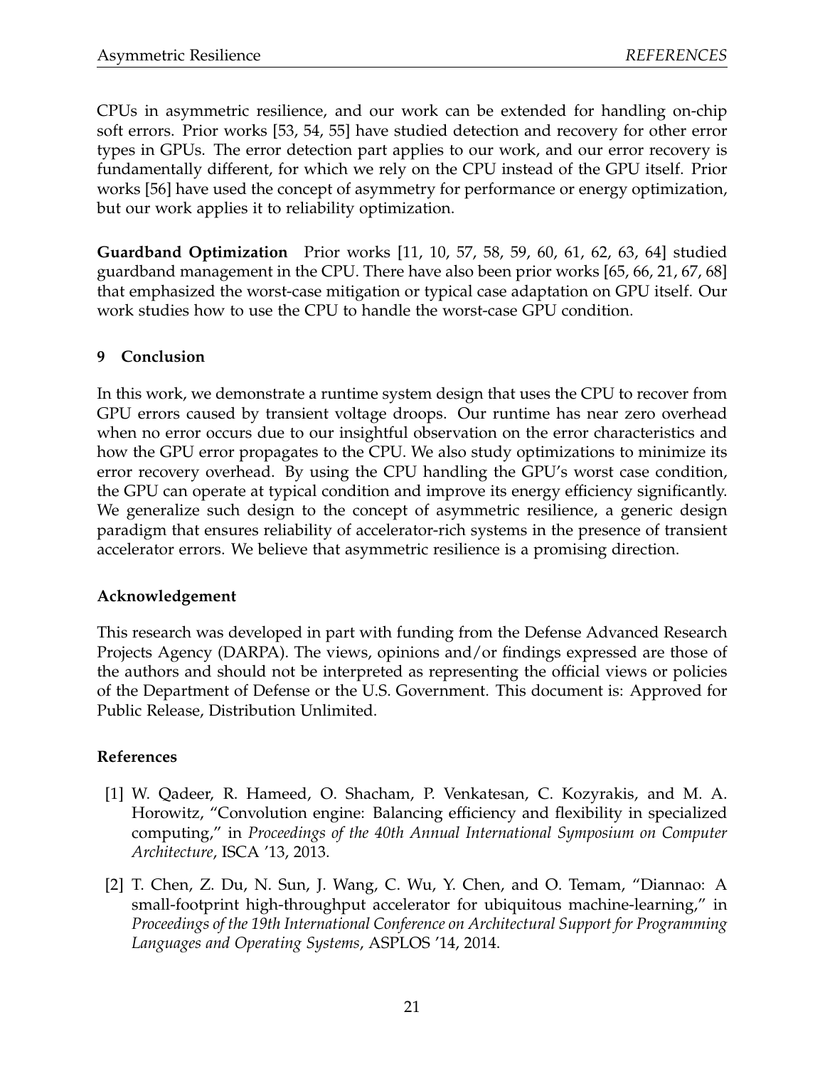CPUs in asymmetric resilience, and our work can be extended for handling on-chip soft errors. Prior works [53, 54, 55] have studied detection and recovery for other error types in GPUs. The error detection part applies to our work, and our error recovery is fundamentally different, for which we rely on the CPU instead of the GPU itself. Prior works [56] have used the concept of asymmetry for performance or energy optimization, but our work applies it to reliability optimization.

**Guardband Optimization** Prior works [11, 10, 57, 58, 59, 60, 61, 62, 63, 64] studied guardband management in the CPU. There have also been prior works [65, 66, 21, 67, 68] that emphasized the worst-case mitigation or typical case adaptation on GPU itself. Our work studies how to use the CPU to handle the worst-case GPU condition.

## 9 Conclusion

In this work, we demonstrate a runtime system design that uses the CPU to recover from GPU errors caused by transient voltage droops. Our runtime has near zero overhead when no error occurs due to our insightful observation on the error characteristics and how the GPU error propagates to the CPU. We also study optimizations to minimize its error recovery overhead. By using the CPU handling the GPU's worst case condition, the GPU can operate at typical condition and improve its energy efficiency significantly. We generalize such design to the concept of asymmetric resilience, a generic design paradigm that ensures reliability of accelerator-rich systems in the presence of transient accelerator errors. We believe that asymmetric resilience is a promising direction.

## Acknowledgement

This research was developed in part with funding from the Defense Advanced Research Projects Agency (DARPA). The views, opinions and/or findings expressed are those of the authors and should not be interpreted as representing the official views or policies of the Department of Defense or the U.S. Government. This document is: Approved for Public Release, Distribution Unlimited.

## References

[1] W. Qadeer, R. Hameed, O. Shacham, P. Venkatesan, C. Kozyrakis, and M. A. Horowitz, "Convolution engine: Balancing efficiency and flexibility in specialized computing," in *Proceedings of the 40th Annual International Symposium on Computer Architecture*, ISCA '13, 2013.

[2] T. Chen, Z. Du, N. Sun, J. Wang, C. Wu, Y. Chen, and O. Temam, "Diannao: A small-footprint high-throughput accelerator for ubiquitous machine-learning," in *Proceedings of the 19th International Conference on Architectural Support for Programming Languages and Operating Systems*, ASPLOS '14, 2014.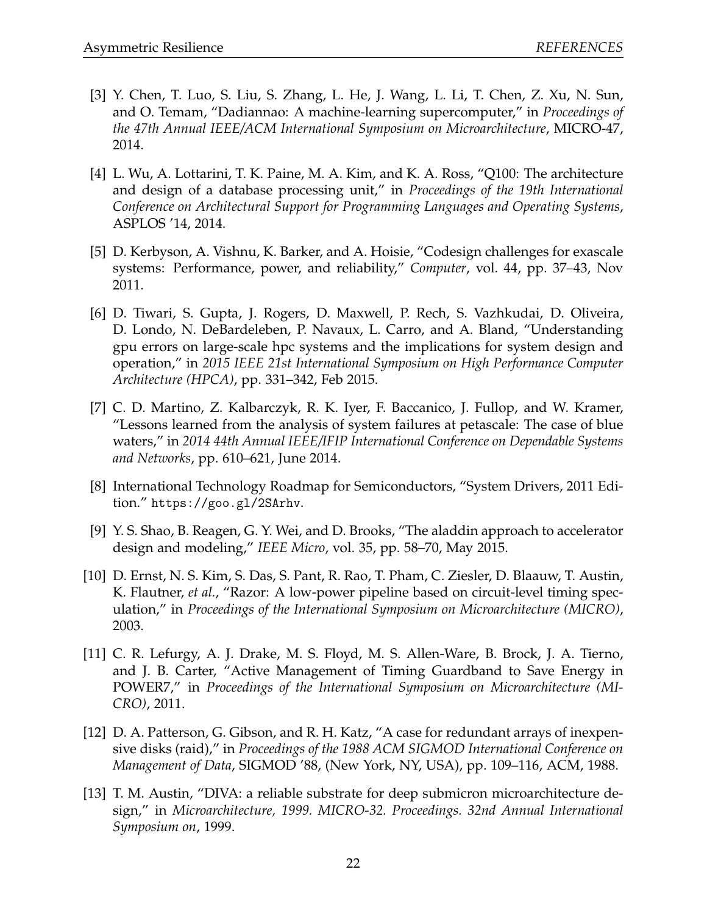[3] Y. Chen, T. Luo, S. Liu, S. Zhang, L. He, J. Wang, L. Li, T. Chen, Z. Xu, N. Sun, and O. Temam, "Dadiannao: A machine-learning supercomputer," in *Proceedings of the 47th Annual IEEE/ACM International Symposium on Microarchitecture*, MICRO-47, 2014.

[4] L. Wu, A. Lottarini, T. K. Paine, M. A. Kim, and K. A. Ross, "Q100: The architecture and design of a database processing unit," in *Proceedings of the 19th International Conference on Architectural Support for Programming Languages and Operating Systems*, ASPLOS '14, 2014.

[5] D. Kerbyson, A. Vishnu, K. Barker, and A. Hoisie, "Codesign challenges for exascale systems: Performance, power, and reliability," *Computer*, vol. 44, pp. 37–43, Nov 2011.

[6] D. Tiwari, S. Gupta, J. Rogers, D. Maxwell, P. Rech, S. Vazhkudai, D. Oliveira, D. Londo, N. DeBardeleben, P. Navaux, L. Carro, and A. Bland, "Understanding gpu errors on large-scale hpc systems and the implications for system design and operation," in *2015 IEEE 21st International Symposium on High Performance Computer Architecture (HPCA)*, pp. 331–342, Feb 2015.

[7] C. D. Martino, Z. Kalbarczyk, R. K. Iyer, F. Baccanico, J. Fullop, and W. Kramer, "Lessons learned from the analysis of system failures at petascale: The case of blue waters," in *2014 44th Annual IEEE/IFIP International Conference on Dependable Systems and Networks*, pp. 610–621, June 2014.

[8] International Technology Roadmap for Semiconductors, "System Drivers, 2011 Edition." `https://goo.gl/2SArhv`.

[9] Y. S. Shao, B. Reagen, G. Y. Wei, and D. Brooks, "The aladdin approach to accelerator design and modeling," *IEEE Micro*, vol. 35, pp. 58–70, May 2015.

[10] D. Ernst, N. S. Kim, S. Das, S. Pant, R. Rao, T. Pham, C. Ziesler, D. Blaauw, T. Austin, K. Flautner, *et al.*, "Razor: A low-power pipeline based on circuit-level timing speculation," in *Proceedings of the International Symposium on Microarchitecture (MICRO)*, 2003.

[11] C. R. Lefurgy, A. J. Drake, M. S. Floyd, M. S. Allen-Ware, B. Brock, J. A. Tierno, and J. B. Carter, "Active Management of Timing Guardband to Save Energy in POWER7," in *Proceedings of the International Symposium on Microarchitecture (MICRO)*, 2011.

[12] D. A. Patterson, G. Gibson, and R. H. Katz, "A case for redundant arrays of inexpensive disks (raid)," in *Proceedings of the 1988 ACM SIGMOD International Conference on Management of Data*, SIGMOD '88, (New York, NY, USA), pp. 109–116, ACM, 1988.

[13] T. M. Austin, "DIVA: a reliable substrate for deep submicron microarchitecture design," in *Microarchitecture, 1999. MICRO-32. Proceedings. 32nd Annual International Symposium on*, 1999.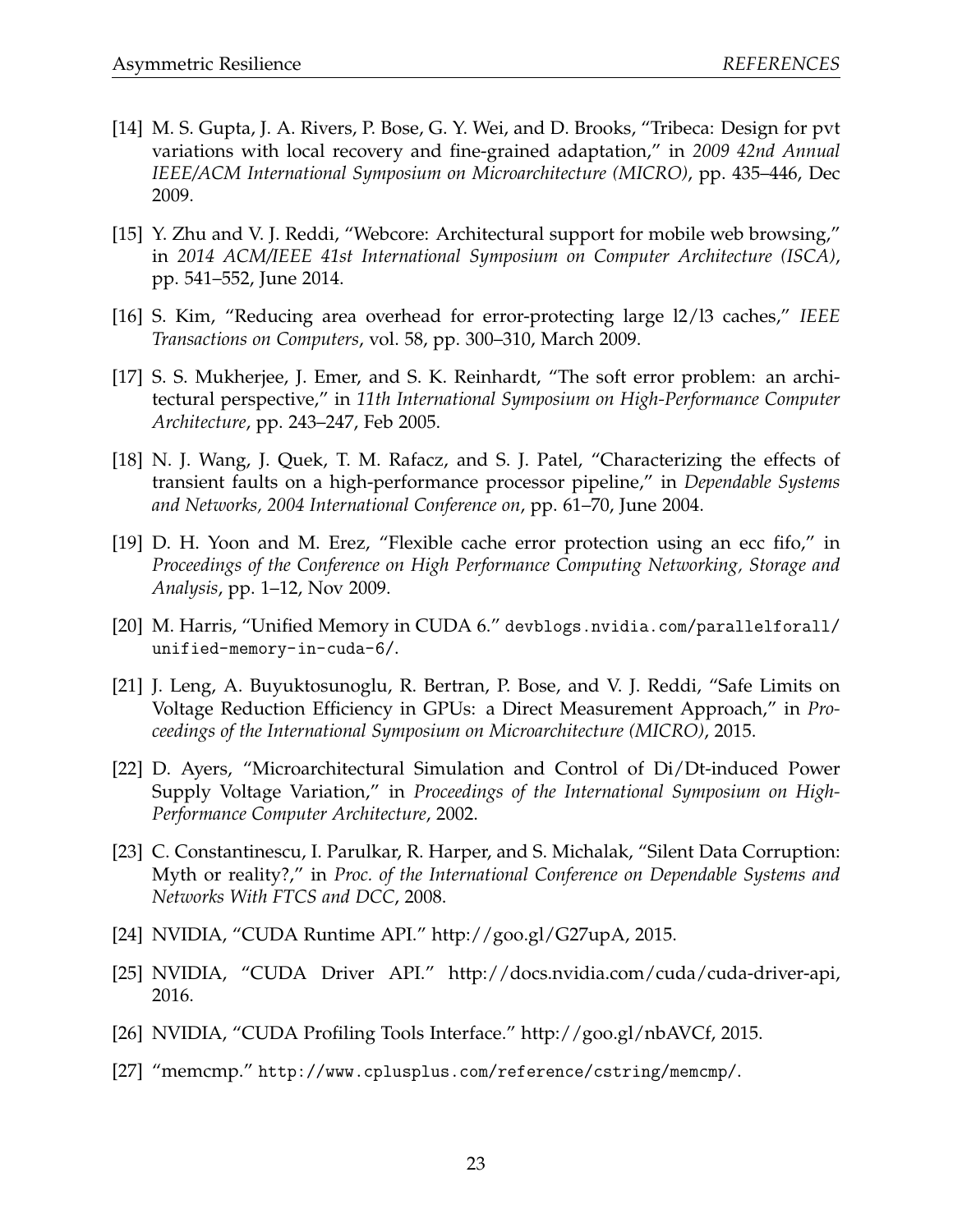[14] M. S. Gupta, J. A. Rivers, P. Bose, G. Y. Wei, and D. Brooks, "Tribeca: Design for pvt variations with local recovery and fine-grained adaptation," in *2009 42nd Annual IEEE/ACM International Symposium on Microarchitecture (MICRO)*, pp. 435–446, Dec 2009.

[15] Y. Zhu and V. J. Reddi, "Webcore: Architectural support for mobile web browsing," in *2014 ACM/IEEE 41st International Symposium on Computer Architecture (ISCA)*, pp. 541–552, June 2014.

[16] S. Kim, "Reducing area overhead for error-protecting large l2/l3 caches," *IEEE Transactions on Computers*, vol. 58, pp. 300–310, March 2009.

[17] S. S. Mukherjee, J. Emer, and S. K. Reinhardt, "The soft error problem: an architectural perspective," in *11th International Symposium on High-Performance Computer Architecture*, pp. 243–247, Feb 2005.

[18] N. J. Wang, J. Quek, T. M. Rafacz, and S. J. Patel, "Characterizing the effects of transient faults on a high-performance processor pipeline," in *Dependable Systems and Networks, 2004 International Conference on*, pp. 61–70, June 2004.

[19] D. H. Yoon and M. Erez, "Flexible cache error protection using an ecc fifo," in *Proceedings of the Conference on High Performance Computing Networking, Storage and Analysis*, pp. 1–12, Nov 2009.

[20] M. Harris, "Unified Memory in CUDA 6." `devblogs.nvidia.com/parallelforall/unified-memory-in-cuda-6/`.

[21] J. Leng, A. Buyuktosunoglu, R. Bertran, P. Bose, and V. J. Reddi, "Safe Limits on Voltage Reduction Efficiency in GPUs: a Direct Measurement Approach," in *Proceedings of the International Symposium on Microarchitecture (MICRO)*, 2015.

[22] D. Ayers, "Microarchitectural Simulation and Control of Di/Dt-induced Power Supply Voltage Variation," in *Proceedings of the International Symposium on High-Performance Computer Architecture*, 2002.

[23] C. Constantinescu, I. Parulkar, R. Harper, and S. Michalak, "Silent Data Corruption: Myth or reality?," in *Proc. of the International Conference on Dependable Systems and Networks With FTCS and DCC*, 2008.

[24] NVIDIA, "CUDA Runtime API." http://goo.gl/G27upA, 2015.

[25] NVIDIA, "CUDA Driver API." http://docs.nvidia.com/cuda/cuda-driver-api, 2016.

[26] NVIDIA, "CUDA Profiling Tools Interface." http://goo.gl/nbAVCf, 2015.

[27] "memcmp." `http://www.cplusplus.com/reference/cstring/memcmp/`.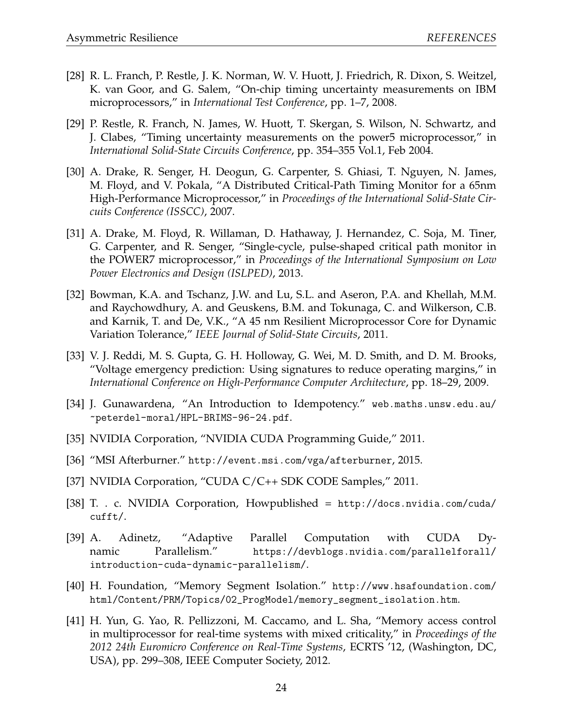[28] R. L. Franch, P. Restle, J. K. Norman, W. V. Huott, J. Friedrich, R. Dixon, S. Weitzel, K. van Goor, and G. Salem, "On-chip timing uncertainty measurements on IBM microprocessors," in *International Test Conference*, pp. 1–7, 2008.

[29] P. Restle, R. Franch, N. James, W. Huott, T. Skergan, S. Wilson, N. Schwartz, and J. Clabes, "Timing uncertainty measurements on the power5 microprocessor," in *International Solid-State Circuits Conference*, pp. 354–355 Vol.1, Feb 2004.

[30] A. Drake, R. Senger, H. Deogun, G. Carpenter, S. Ghiasi, T. Nguyen, N. James, M. Floyd, and V. Pokala, "A Distributed Critical-Path Timing Monitor for a 65nm High-Performance Microprocessor," in *Proceedings of the International Solid-State Circuits Conference (ISSCC)*, 2007.

[31] A. Drake, M. Floyd, R. Willaman, D. Hathaway, J. Hernandez, C. Soja, M. Tiner, G. Carpenter, and R. Senger, "Single-cycle, pulse-shaped critical path monitor in the POWER7 microprocessor," in *Proceedings of the International Symposium on Low Power Electronics and Design (ISLPED)*, 2013.

[32] Bowman, K.A. and Tschanz, J.W. and Lu, S.L. and Aseron, P.A. and Khellah, M.M. and Raychowdhury, A. and Geuskens, B.M. and Tokunaga, C. and Wilkerson, C.B. and Karnik, T. and De, V.K., "A 45 nm Resilient Microprocessor Core for Dynamic Variation Tolerance," *IEEE Journal of Solid-State Circuits*, 2011.

[33] V. J. Reddi, M. S. Gupta, G. H. Holloway, G. Wei, M. D. Smith, and D. M. Brooks, "Voltage emergency prediction: Using signatures to reduce operating margins," in *International Conference on High-Performance Computer Architecture*, pp. 18–29, 2009.

[34] J. Gunawardena, "An Introduction to Idempotency." `web.maths.unsw.edu.au/~peterdel-moral/HPL-BRIMS-96-24.pdf`.

[35] NVIDIA Corporation, "NVIDIA CUDA Programming Guide," 2011.

[36] "MSI Afterburner." `http://event.msi.com/vga/afterburner`, 2015.

[37] NVIDIA Corporation, "CUDA C/C++ SDK CODE Samples," 2011.

[38] T. . c. NVIDIA Corporation, Howpublished = `http://docs.nvidia.com/cuda/cufft/`.

[39] A. Adinetz, "Adaptive Parallel Computation with CUDA Dynamic Parallelism." `https://devblogs.nvidia.com/parallelforall/introduction-cuda-dynamic-parallelism/`.

[40] H. Foundation, "Memory Segment Isolation." `http://www.hsafoundation.com/html/Content/PRM/Topics/02_ProgModel/memory_segment_isolation.htm`.

[41] H. Yun, G. Yao, R. Pellizzoni, M. Caccamo, and L. Sha, "Memory access control in multiprocessor for real-time systems with mixed criticality," in *Proceedings of the 2012 24th Euromicro Conference on Real-Time Systems*, ECRTS '12, (Washington, DC, USA), pp. 299–308, IEEE Computer Society, 2012.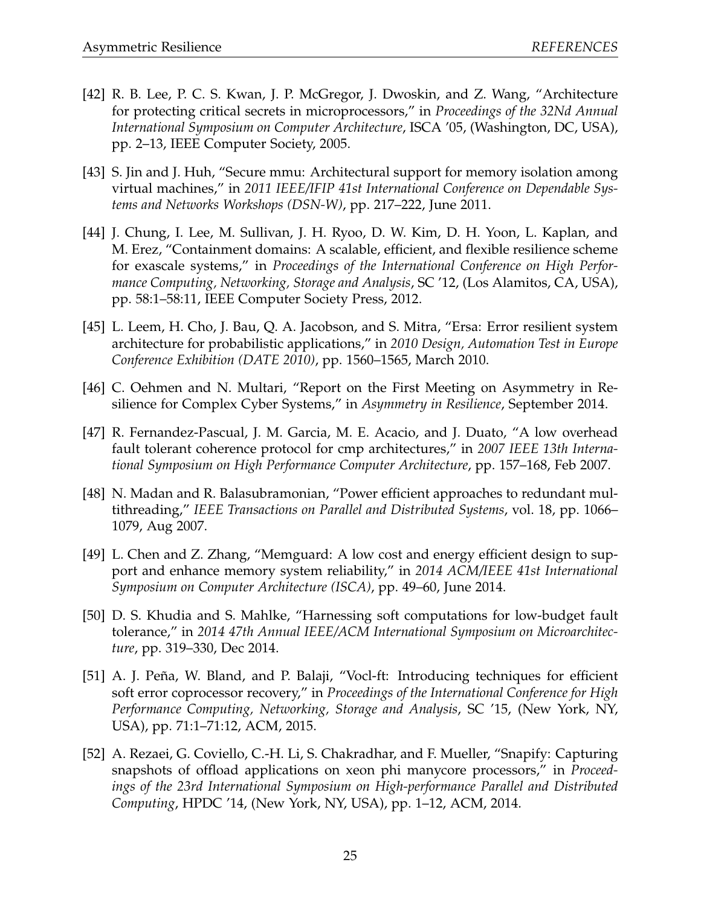[42] R. B. Lee, P. C. S. Kwan, J. P. McGregor, J. Dwoskin, and Z. Wang, "Architecture for protecting critical secrets in microprocessors," in *Proceedings of the 32Nd Annual International Symposium on Computer Architecture*, ISCA '05, (Washington, DC, USA), pp. 2–13, IEEE Computer Society, 2005.

[43] S. Jin and J. Huh, "Secure mmu: Architectural support for memory isolation among virtual machines," in *2011 IEEE/IFIP 41st International Conference on Dependable Systems and Networks Workshops (DSN-W)*, pp. 217–222, June 2011.

[44] J. Chung, I. Lee, M. Sullivan, J. H. Ryoo, D. W. Kim, D. H. Yoon, L. Kaplan, and M. Erez, "Containment domains: A scalable, efficient, and flexible resilience scheme for exascale systems," in *Proceedings of the International Conference on High Performance Computing, Networking, Storage and Analysis*, SC '12, (Los Alamitos, CA, USA), pp. 58:1–58:11, IEEE Computer Society Press, 2012.

[45] L. Leem, H. Cho, J. Bau, Q. A. Jacobson, and S. Mitra, "Ersa: Error resilient system architecture for probabilistic applications," in *2010 Design, Automation Test in Europe Conference Exhibition (DATE 2010)*, pp. 1560–1565, March 2010.

[46] C. Oehmen and N. Multari, "Report on the First Meeting on Asymmetry in Resilience for Complex Cyber Systems," in *Asymmetry in Resilience*, September 2014.

[47] R. Fernandez-Pascual, J. M. Garcia, M. E. Acacio, and J. Duato, "A low overhead fault tolerant coherence protocol for cmp architectures," in *2007 IEEE 13th International Symposium on High Performance Computer Architecture*, pp. 157–168, Feb 2007.

[48] N. Madan and R. Balasubramonian, "Power efficient approaches to redundant multithreading," *IEEE Transactions on Parallel and Distributed Systems*, vol. 18, pp. 1066–1079, Aug 2007.

[49] L. Chen and Z. Zhang, "Memguard: A low cost and energy efficient design to support and enhance memory system reliability," in *2014 ACM/IEEE 41st International Symposium on Computer Architecture (ISCA)*, pp. 49–60, June 2014.

[50] D. S. Khudia and S. Mahlke, "Harnessing soft computations for low-budget fault tolerance," in *2014 47th Annual IEEE/ACM International Symposium on Microarchitecture*, pp. 319–330, Dec 2014.

[51] A. J. Peña, W. Bland, and P. Balaji, "Vocl-ft: Introducing techniques for efficient soft error coprocessor recovery," in *Proceedings of the International Conference for High Performance Computing, Networking, Storage and Analysis*, SC '15, (New York, NY, USA), pp. 71:1–71:12, ACM, 2015.

[52] A. Rezaei, G. Coviello, C.-H. Li, S. Chakradhar, and F. Mueller, "Snapify: Capturing snapshots of offload applications on xeon phi manycore processors," in *Proceedings of the 23rd International Symposium on High-performance Parallel and Distributed Computing*, HPDC '14, (New York, NY, USA), pp. 1–12, ACM, 2014.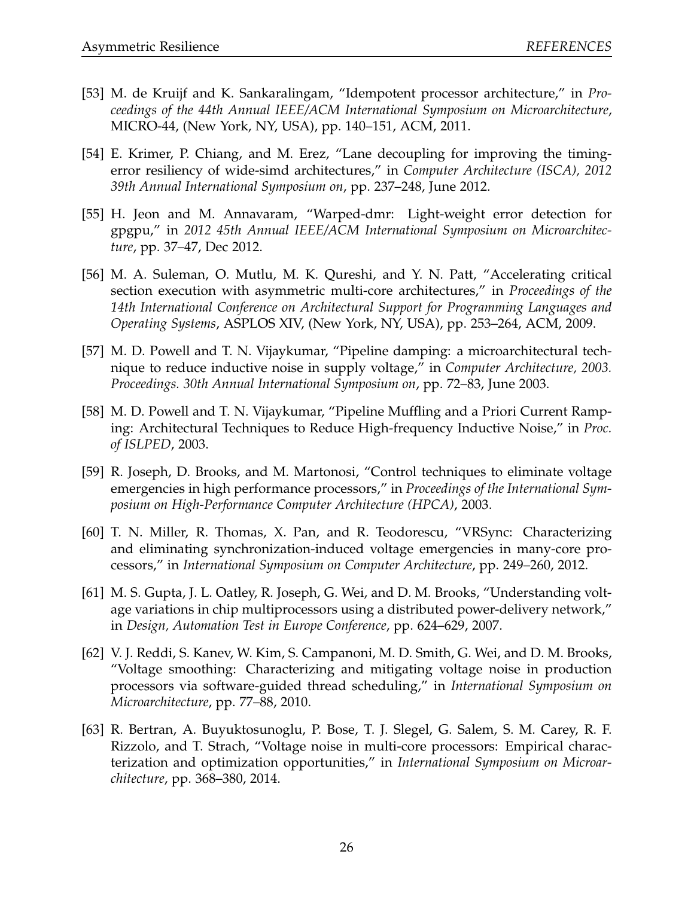[53] M. de Kruijf and K. Sankaralingam, "Idempotent processor architecture," in *Proceedings of the 44th Annual IEEE/ACM International Symposium on Microarchitecture*, MICRO-44, (New York, NY, USA), pp. 140–151, ACM, 2011.

[54] E. Krimer, P. Chiang, and M. Erez, "Lane decoupling for improving the timing-error resiliency of wide-simd architectures," in *Computer Architecture (ISCA), 2012 39th Annual International Symposium on*, pp. 237–248, June 2012.

[55] H. Jeon and M. Annavaram, "Warped-dmr: Light-weight error detection for gpgpu," in *2012 45th Annual IEEE/ACM International Symposium on Microarchitecture*, pp. 37–47, Dec 2012.

[56] M. A. Suleman, O. Mutlu, M. K. Qureshi, and Y. N. Patt, "Accelerating critical section execution with asymmetric multi-core architectures," in *Proceedings of the 14th International Conference on Architectural Support for Programming Languages and Operating Systems*, ASPLOS XIV, (New York, NY, USA), pp. 253–264, ACM, 2009.

[57] M. D. Powell and T. N. Vijaykumar, "Pipeline damping: a microarchitectural technique to reduce inductive noise in supply voltage," in *Computer Architecture, 2003. Proceedings. 30th Annual International Symposium on*, pp. 72–83, June 2003.

[58] M. D. Powell and T. N. Vijaykumar, "Pipeline Muffling and a Priori Current Ramping: Architectural Techniques to Reduce High-frequency Inductive Noise," in *Proc. of ISLPED*, 2003.

[59] R. Joseph, D. Brooks, and M. Martonosi, "Control techniques to eliminate voltage emergencies in high performance processors," in *Proceedings of the International Symposium on High-Performance Computer Architecture (HPCA)*, 2003.

[60] T. N. Miller, R. Thomas, X. Pan, and R. Teodorescu, "VRSync: Characterizing and eliminating synchronization-induced voltage emergencies in many-core processors," in *International Symposium on Computer Architecture*, pp. 249–260, 2012.

[61] M. S. Gupta, J. L. Oatley, R. Joseph, G. Wei, and D. M. Brooks, "Understanding voltage variations in chip multiprocessors using a distributed power-delivery network," in *Design, Automation Test in Europe Conference*, pp. 624–629, 2007.

[62] V. J. Reddi, S. Kanev, W. Kim, S. Campanoni, M. D. Smith, G. Wei, and D. M. Brooks, "Voltage smoothing: Characterizing and mitigating voltage noise in production processors via software-guided thread scheduling," in *International Symposium on Microarchitecture*, pp. 77–88, 2010.

[63] R. Bertran, A. Buyuktosunoglu, P. Bose, T. J. Slegel, G. Salem, S. M. Carey, R. F. Rizzolo, and T. Strach, "Voltage noise in multi-core processors: Empirical characterization and optimization opportunities," in *International Symposium on Microarchitecture*, pp. 368–380, 2014.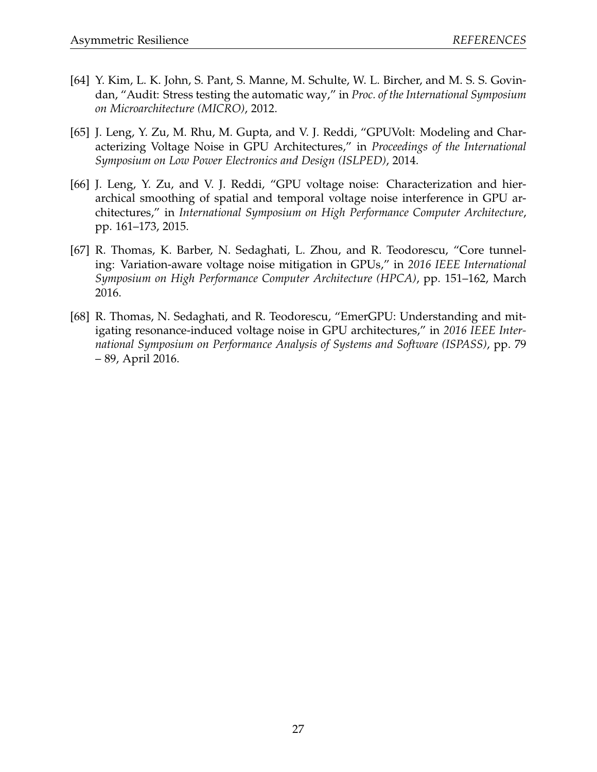[64] Y. Kim, L. K. John, S. Pant, S. Manne, M. Schulte, W. L. Bircher, and M. S. S. Govindan, "Audit: Stress testing the automatic way," in *Proc. of the International Symposium on Microarchitecture (MICRO)*, 2012.

[65] J. Leng, Y. Zu, M. Rhu, M. Gupta, and V. J. Reddi, "GPUVolt: Modeling and Characterizing Voltage Noise in GPU Architectures," in *Proceedings of the International Symposium on Low Power Electronics and Design (ISLPED)*, 2014.

[66] J. Leng, Y. Zu, and V. J. Reddi, "GPU voltage noise: Characterization and hierarchical smoothing of spatial and temporal voltage noise interference in GPU architectures," in *International Symposium on High Performance Computer Architecture*, pp. 161–173, 2015.

[67] R. Thomas, K. Barber, N. Sedaghati, L. Zhou, and R. Teodorescu, "Core tunneling: Variation-aware voltage noise mitigation in GPUs," in *2016 IEEE International Symposium on High Performance Computer Architecture (HPCA)*, pp. 151–162, March 2016.

[68] R. Thomas, N. Sedaghati, and R. Teodorescu, "EmerGPU: Understanding and mitigating resonance-induced voltage noise in GPU architectures," in *2016 IEEE International Symposium on Performance Analysis of Systems and Software (ISPASS)*, pp. 79 – 89, April 2016.